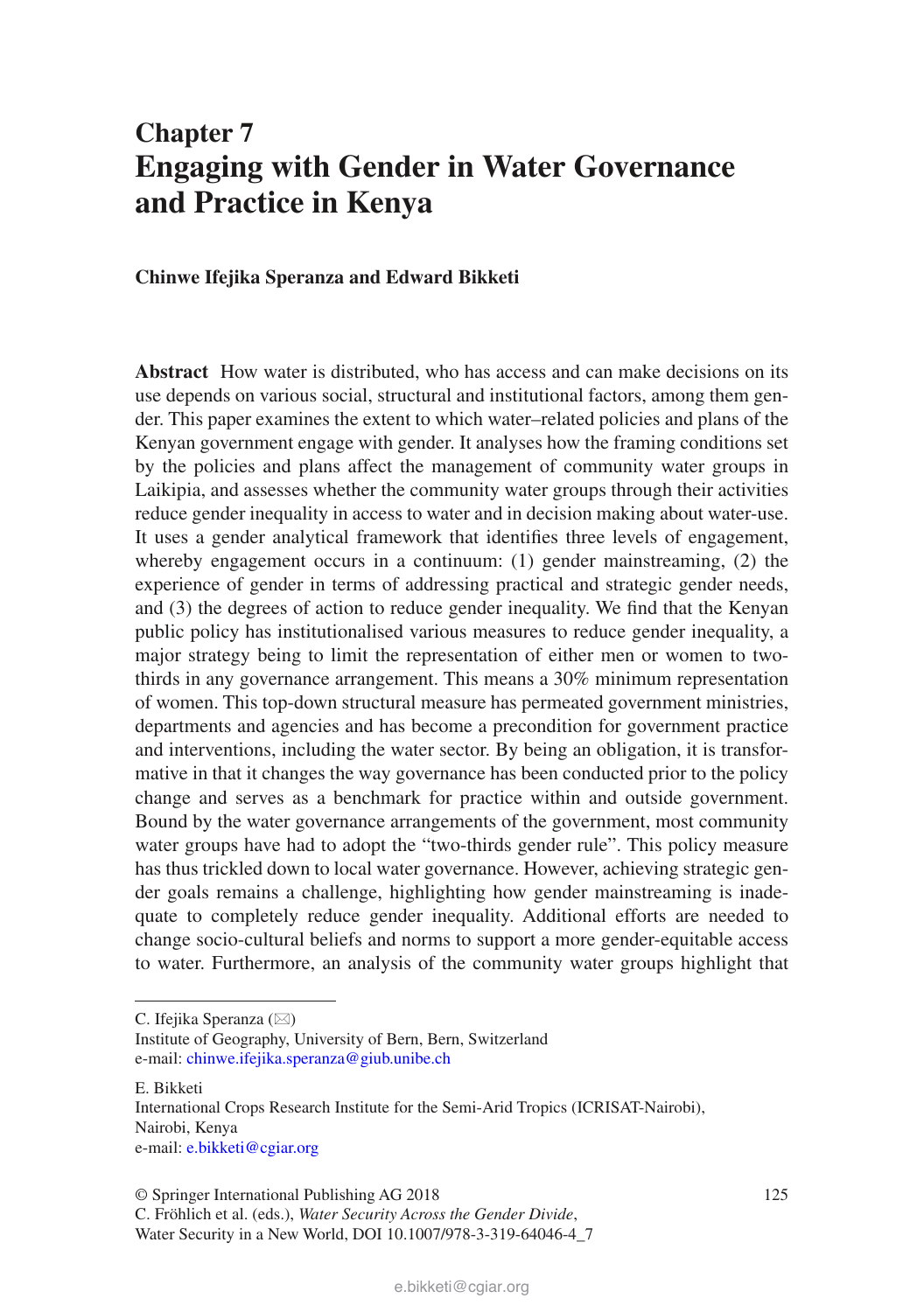# Chapter 7
# Engaging with Gender in Water Governance and Practice in Kenya

**Chinwe Ifejika Speranza and Edward Bikketi**

**Abstract** How water is distributed, who has access and can make decisions on its use depends on various social, structural and institutional factors, among them gender. This paper examines the extent to which water–related policies and plans of the Kenyan government engage with gender. It analyses how the framing conditions set by the policies and plans affect the management of community water groups in Laikipia, and assesses whether the community water groups through their activities reduce gender inequality in access to water and in decision making about water-use. It uses a gender analytical framework that identifies three levels of engagement, whereby engagement occurs in a continuum: (1) gender mainstreaming, (2) the experience of gender in terms of addressing practical and strategic gender needs, and (3) the degrees of action to reduce gender inequality. We find that the Kenyan public policy has institutionalised various measures to reduce gender inequality, a major strategy being to limit the representation of either men or women to two-thirds in any governance arrangement. This means a 30% minimum representation of women. This top-down structural measure has permeated government ministries, departments and agencies and has become a precondition for government practice and interventions, including the water sector. By being an obligation, it is transformative in that it changes the way governance has been conducted prior to the policy change and serves as a benchmark for practice within and outside government. Bound by the water governance arrangements of the government, most community water groups have had to adopt the "two-thirds gender rule". This policy measure has thus trickled down to local water governance. However, achieving strategic gender goals remains a challenge, highlighting how gender mainstreaming is inadequate to completely reduce gender inequality. Additional efforts are needed to change socio-cultural beliefs and norms to support a more gender-equitable access to water. Furthermore, an analysis of the community water groups highlight that

---

C. Ifejika Speranza (✉)
Institute of Geography, University of Bern, Bern, Switzerland
e-mail: chinwe.ifejika.speranza@giub.unibe.ch

E. Bikketi
International Crops Research Institute for the Semi-Arid Tropics (ICRISAT-Nairobi), Nairobi, Kenya
e-mail: e.bikketi@cgiar.org

© Springer International Publishing AG 2018
C. Fröhlich et al. (eds.), *Water Security Across the Gender Divide*, Water Security in a New World, DOI 10.1007/978-3-319-64046-4_7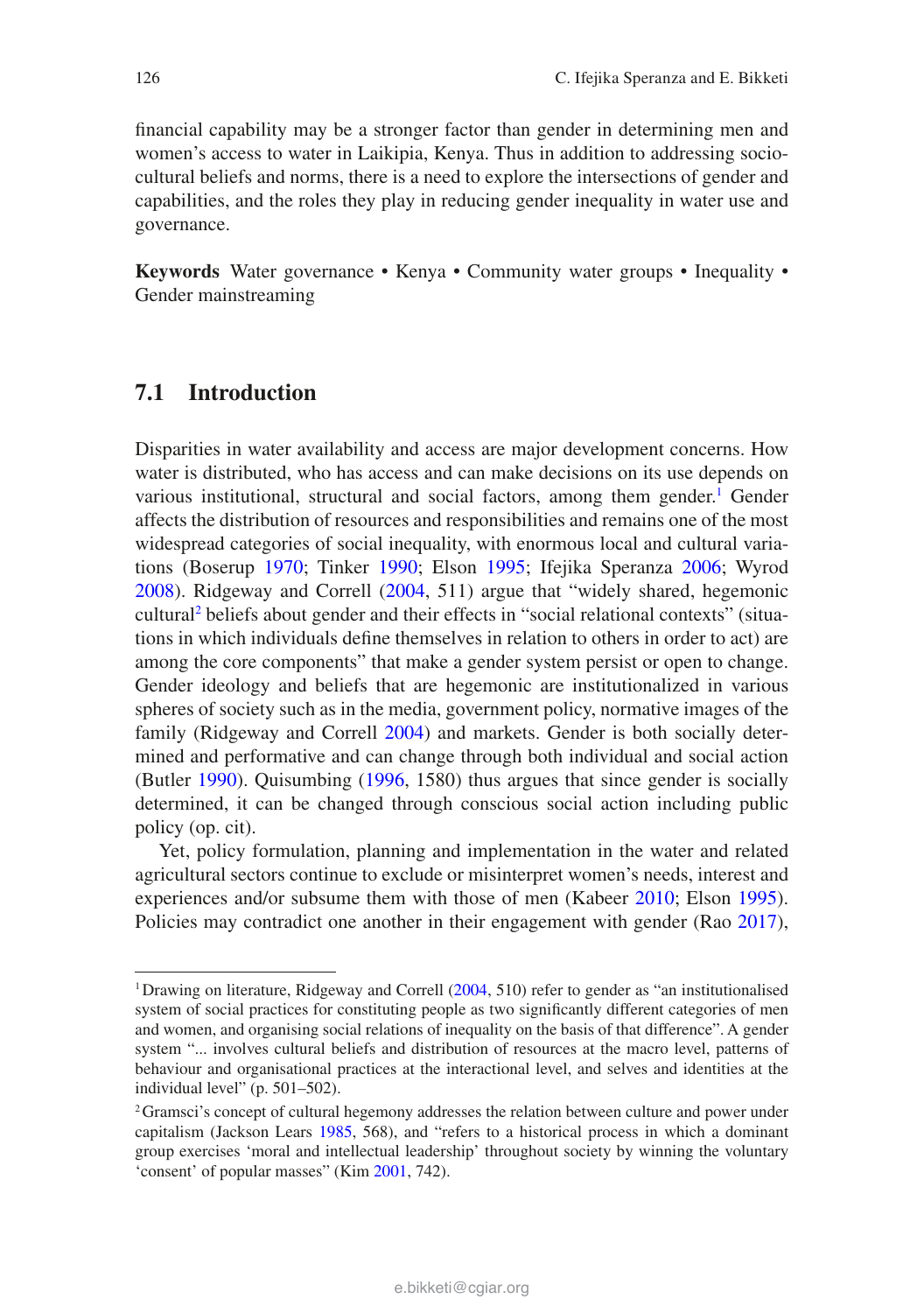financial capability may be a stronger factor than gender in determining men and women's access to water in Laikipia, Kenya. Thus in addition to addressing socio-cultural beliefs and norms, there is a need to explore the intersections of gender and capabilities, and the roles they play in reducing gender inequality in water use and governance.

**Keywords** Water governance • Kenya • Community water groups • Inequality • Gender mainstreaming

## 7.1 Introduction

Disparities in water availability and access are major development concerns. How water is distributed, who has access and can make decisions on its use depends on various institutional, structural and social factors, among them gender.[1] Gender affects the distribution of resources and responsibilities and remains one of the most widespread categories of social inequality, with enormous local and cultural variations (Boserup 1970; Tinker 1990; Elson 1995; Ifejika Speranza 2006; Wyrod 2008). Ridgeway and Correll (2004, 511) argue that "widely shared, hegemonic cultural[2] beliefs about gender and their effects in "social relational contexts" (situations in which individuals define themselves in relation to others in order to act) are among the core components" that make a gender system persist or open to change. Gender ideology and beliefs that are hegemonic are institutionalized in various spheres of society such as in the media, government policy, normative images of the family (Ridgeway and Correll 2004) and markets. Gender is both socially determined and performative and can change through both individual and social action (Butler 1990). Quisumbing (1996, 1580) thus argues that since gender is socially determined, it can be changed through conscious social action including public policy (op. cit).

Yet, policy formulation, planning and implementation in the water and related agricultural sectors continue to exclude or misinterpret women's needs, interest and experiences and/or subsume them with those of men (Kabeer 2010; Elson 1995). Policies may contradict one another in their engagement with gender (Rao 2017),

---

[1] Drawing on literature, Ridgeway and Correll (2004, 510) refer to gender as "an institutionalised system of social practices for constituting people as two significantly different categories of men and women, and organising social relations of inequality on the basis of that difference". A gender system "... involves cultural beliefs and distribution of resources at the macro level, patterns of behaviour and organisational practices at the interactional level, and selves and identities at the individual level" (p. 501–502).

[2] Gramsci's concept of cultural hegemony addresses the relation between culture and power under capitalism (Jackson Lears 1985, 568), and "refers to a historical process in which a dominant group exercises 'moral and intellectual leadership' throughout society by winning the voluntary 'consent' of popular masses" (Kim 2001, 742).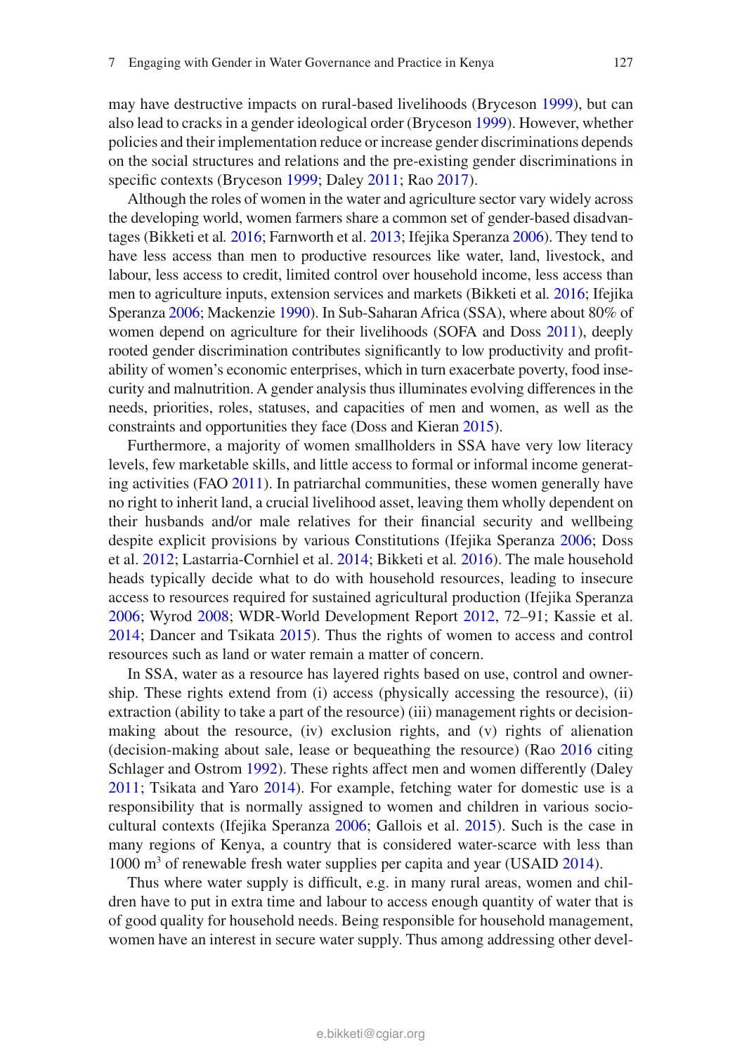may have destructive impacts on rural-based livelihoods (Bryceson 1999), but can also lead to cracks in a gender ideological order (Bryceson 1999). However, whether policies and their implementation reduce or increase gender discriminations depends on the social structures and relations and the pre-existing gender discriminations in specific contexts (Bryceson 1999; Daley 2011; Rao 2017).

Although the roles of women in the water and agriculture sector vary widely across the developing world, women farmers share a common set of gender-based disadvantages (Bikketi et al. 2016; Farnworth et al. 2013; Ifejika Speranza 2006). They tend to have less access than men to productive resources like water, land, livestock, and labour, less access to credit, limited control over household income, less access than men to agriculture inputs, extension services and markets (Bikketi et al. 2016; Ifejika Speranza 2006; Mackenzie 1990). In Sub-Saharan Africa (SSA), where about 80% of women depend on agriculture for their livelihoods (SOFA and Doss 2011), deeply rooted gender discrimination contributes significantly to low productivity and profitability of women's economic enterprises, which in turn exacerbate poverty, food insecurity and malnutrition. A gender analysis thus illuminates evolving differences in the needs, priorities, roles, statuses, and capacities of men and women, as well as the constraints and opportunities they face (Doss and Kieran 2015).

Furthermore, a majority of women smallholders in SSA have very low literacy levels, few marketable skills, and little access to formal or informal income generating activities (FAO 2011). In patriarchal communities, these women generally have no right to inherit land, a crucial livelihood asset, leaving them wholly dependent on their husbands and/or male relatives for their financial security and wellbeing despite explicit provisions by various Constitutions (Ifejika Speranza 2006; Doss et al. 2012; Lastarria-Cornhiel et al. 2014; Bikketi et al. 2016). The male household heads typically decide what to do with household resources, leading to insecure access to resources required for sustained agricultural production (Ifejika Speranza 2006; Wyrod 2008; WDR-World Development Report 2012, 72–91; Kassie et al. 2014; Dancer and Tsikata 2015). Thus the rights of women to access and control resources such as land or water remain a matter of concern.

In SSA, water as a resource has layered rights based on use, control and ownership. These rights extend from (i) access (physically accessing the resource), (ii) extraction (ability to take a part of the resource) (iii) management rights or decision-making about the resource, (iv) exclusion rights, and (v) rights of alienation (decision-making about sale, lease or bequeathing the resource) (Rao 2016 citing Schlager and Ostrom 1992). These rights affect men and women differently (Daley 2011; Tsikata and Yaro 2014). For example, fetching water for domestic use is a responsibility that is normally assigned to women and children in various socio-cultural contexts (Ifejika Speranza 2006; Gallois et al. 2015). Such is the case in many regions of Kenya, a country that is considered water-scarce with less than 1000 $m^3$ of renewable fresh water supplies per capita and year (USAID 2014).

Thus where water supply is difficult, e.g. in many rural areas, women and children have to put in extra time and labour to access enough quantity of water that is of good quality for household needs. Being responsible for household management, women have an interest in secure water supply. Thus among addressing other devel-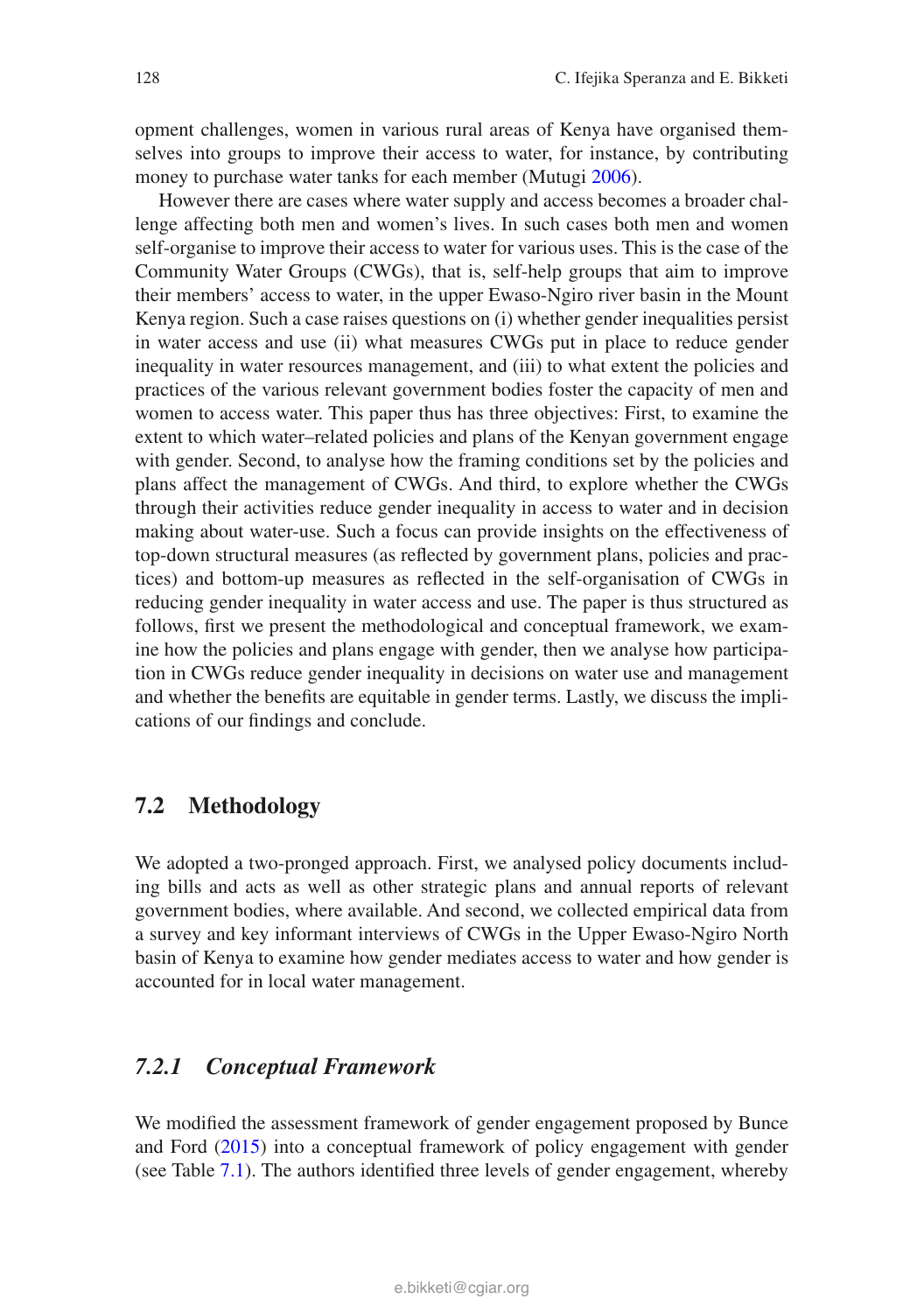opment challenges, women in various rural areas of Kenya have organised themselves into groups to improve their access to water, for instance, by contributing money to purchase water tanks for each member (Mutugi 2006).

However there are cases where water supply and access becomes a broader challenge affecting both men and women's lives. In such cases both men and women self-organise to improve their access to water for various uses. This is the case of the Community Water Groups (CWGs), that is, self-help groups that aim to improve their members' access to water, in the upper Ewaso-Ngiro river basin in the Mount Kenya region. Such a case raises questions on (i) whether gender inequalities persist in water access and use (ii) what measures CWGs put in place to reduce gender inequality in water resources management, and (iii) to what extent the policies and practices of the various relevant government bodies foster the capacity of men and women to access water. This paper thus has three objectives: First, to examine the extent to which water–related policies and plans of the Kenyan government engage with gender. Second, to analyse how the framing conditions set by the policies and plans affect the management of CWGs. And third, to explore whether the CWGs through their activities reduce gender inequality in access to water and in decision making about water-use. Such a focus can provide insights on the effectiveness of top-down structural measures (as reflected by government plans, policies and practices) and bottom-up measures as reflected in the self-organisation of CWGs in reducing gender inequality in water access and use. The paper is thus structured as follows, first we present the methodological and conceptual framework, we examine how the policies and plans engage with gender, then we analyse how participation in CWGs reduce gender inequality in decisions on water use and management and whether the benefits are equitable in gender terms. Lastly, we discuss the implications of our findings and conclude.

## 7.2 Methodology

We adopted a two-pronged approach. First, we analysed policy documents including bills and acts as well as other strategic plans and annual reports of relevant government bodies, where available. And second, we collected empirical data from a survey and key informant interviews of CWGs in the Upper Ewaso-Ngiro North basin of Kenya to examine how gender mediates access to water and how gender is accounted for in local water management.

### *7.2.1 Conceptual Framework*

We modified the assessment framework of gender engagement proposed by Bunce and Ford (2015) into a conceptual framework of policy engagement with gender (see Table 7.1). The authors identified three levels of gender engagement, whereby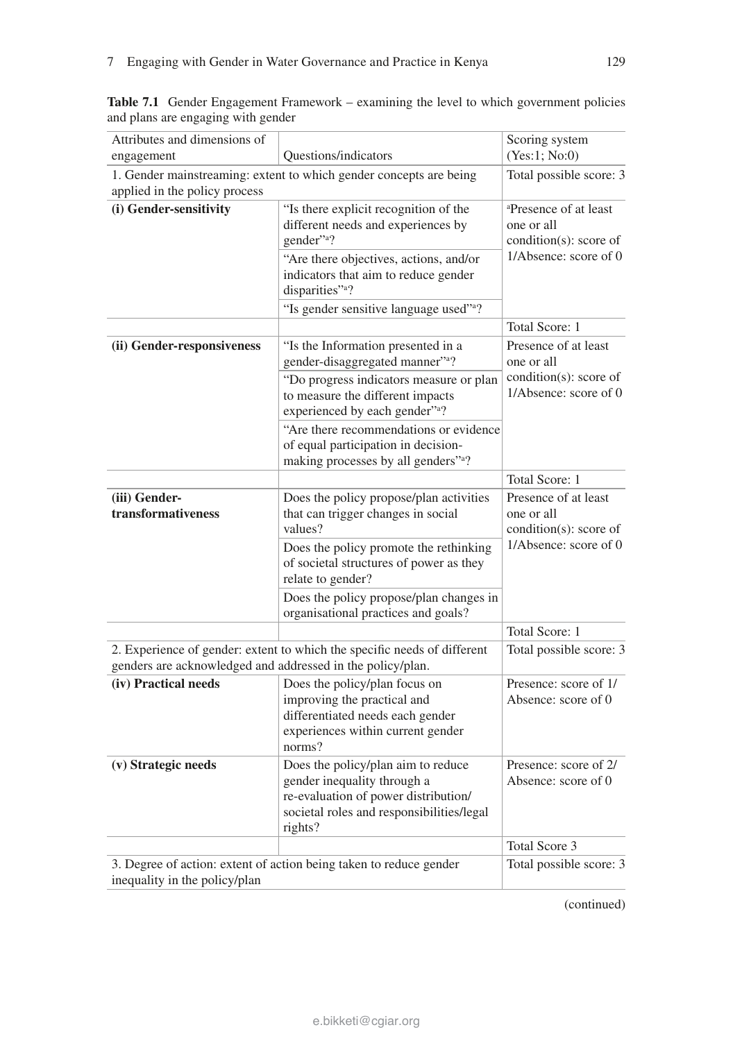**Table 7.1** Gender Engagement Framework – examining the level to which government policies and plans are engaging with gender

| Attributes and dimensions of engagement | Questions/indicators | Scoring system (Yes:1; No:0) |
|---|---|---|
| 1. Gender mainstreaming: extent to which gender concepts are being applied in the policy process | | Total possible score: 3 |
| **(i) Gender-sensitivity** | "Is there explicit recognition of the different needs and experiences by gender"[a]? | [a]Presence of at least one or all condition(s): score of 1/Absence: score of 0 |
| | "Are there objectives, actions, and/or indicators that aim to reduce gender disparities"[a]? | |
| | "Is gender sensitive language used"[a]? | |
| | | Total Score: 1 |
| **(ii) Gender-responsiveness** | "Is the Information presented in a gender-disaggregated manner"[a]? | Presence of at least one or all condition(s): score of 1/Absence: score of 0 |
| | "Do progress indicators measure or plan to measure the different impacts experienced by each gender"[a]? | |
| | "Are there recommendations or evidence of equal participation in decision-making processes by all genders"[a]? | |
| | | Total Score: 1 |
| **(iii) Gender-transformativeness** | Does the policy propose/plan activities that can trigger changes in social values? | Presence of at least one or all condition(s): score of 1/Absence: score of 0 |
| | Does the policy promote the rethinking of societal structures of power as they relate to gender? | |
| | Does the policy propose/plan changes in organisational practices and goals? | |
| | | Total Score: 1 |
| 2. Experience of gender: extent to which the specific needs of different genders are acknowledged and addressed in the policy/plan. | | Total possible score: 3 |
| **(iv) Practical needs** | Does the policy/plan focus on improving the practical and differentiated needs each gender experiences within current gender norms? | Presence: score of 1/ Absence: score of 0 |
| **(v) Strategic needs** | Does the policy/plan aim to reduce gender inequality through a re-evaluation of power distribution/ societal roles and responsibilities/legal rights? | Presence: score of 2/ Absence: score of 0 |
| | | Total Score 3 |
| 3. Degree of action: extent of action being taken to reduce gender inequality in the policy/plan | | Total possible score: 3 |

(continued)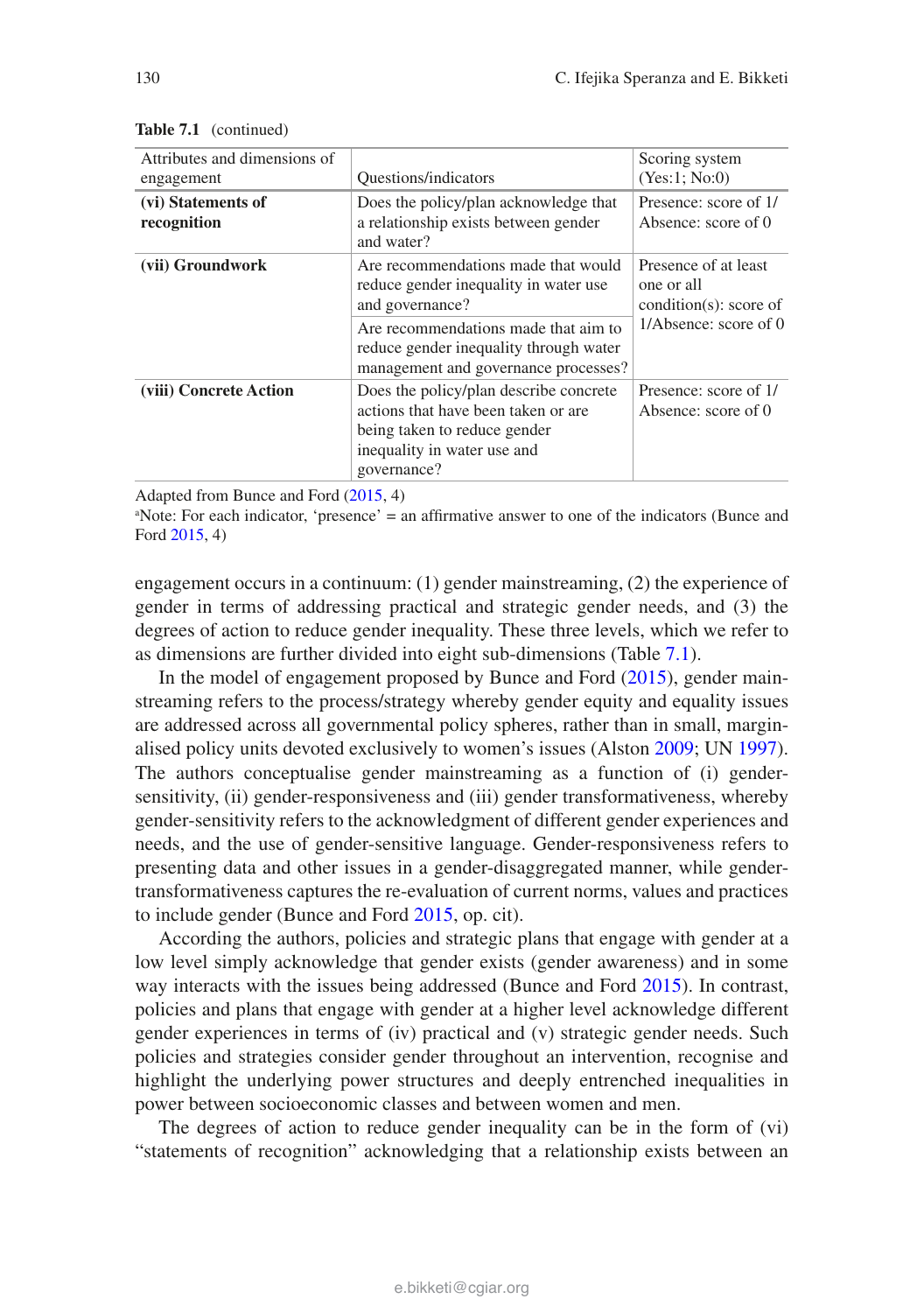**Table 7.1** (continued)

| Attributes and dimensions of engagement | Questions/indicators | Scoring system (Yes:1; No:0) |
|---|---|---|
| **(vi) Statements of recognition** | Does the policy/plan acknowledge that a relationship exists between gender and water? | Presence: score of 1/ Absence: score of 0 |
| **(vii) Groundwork** | Are recommendations made that would reduce gender inequality in water use and governance? | Presence of at least one or all condition(s): score of 1/Absence: score of 0 |
| | Are recommendations made that aim to reduce gender inequality through water management and governance processes? | |
| **(viii) Concrete Action** | Does the policy/plan describe concrete actions that have been taken or are being taken to reduce gender inequality in water use and governance? | Presence: score of 1/ Absence: score of 0 |

Adapted from Bunce and Ford (2015, 4)

[a]Note: For each indicator, 'presence' = an affirmative answer to one of the indicators (Bunce and Ford 2015, 4)

engagement occurs in a continuum: (1) gender mainstreaming, (2) the experience of gender in terms of addressing practical and strategic gender needs, and (3) the degrees of action to reduce gender inequality. These three levels, which we refer to as dimensions are further divided into eight sub-dimensions (Table 7.1).

In the model of engagement proposed by Bunce and Ford (2015), gender mainstreaming refers to the process/strategy whereby gender equity and equality issues are addressed across all governmental policy spheres, rather than in small, marginalised policy units devoted exclusively to women's issues (Alston 2009; UN 1997). The authors conceptualise gender mainstreaming as a function of (i) gender-sensitivity, (ii) gender-responsiveness and (iii) gender transformativeness, whereby gender-sensitivity refers to the acknowledgment of different gender experiences and needs, and the use of gender-sensitive language. Gender-responsiveness refers to presenting data and other issues in a gender-disaggregated manner, while gender-transformativeness captures the re-evaluation of current norms, values and practices to include gender (Bunce and Ford 2015, op. cit).

According the authors, policies and strategic plans that engage with gender at a low level simply acknowledge that gender exists (gender awareness) and in some way interacts with the issues being addressed (Bunce and Ford 2015). In contrast, policies and plans that engage with gender at a higher level acknowledge different gender experiences in terms of (iv) practical and (v) strategic gender needs. Such policies and strategies consider gender throughout an intervention, recognise and highlight the underlying power structures and deeply entrenched inequalities in power between socioeconomic classes and between women and men.

The degrees of action to reduce gender inequality can be in the form of (vi) "statements of recognition" acknowledging that a relationship exists between an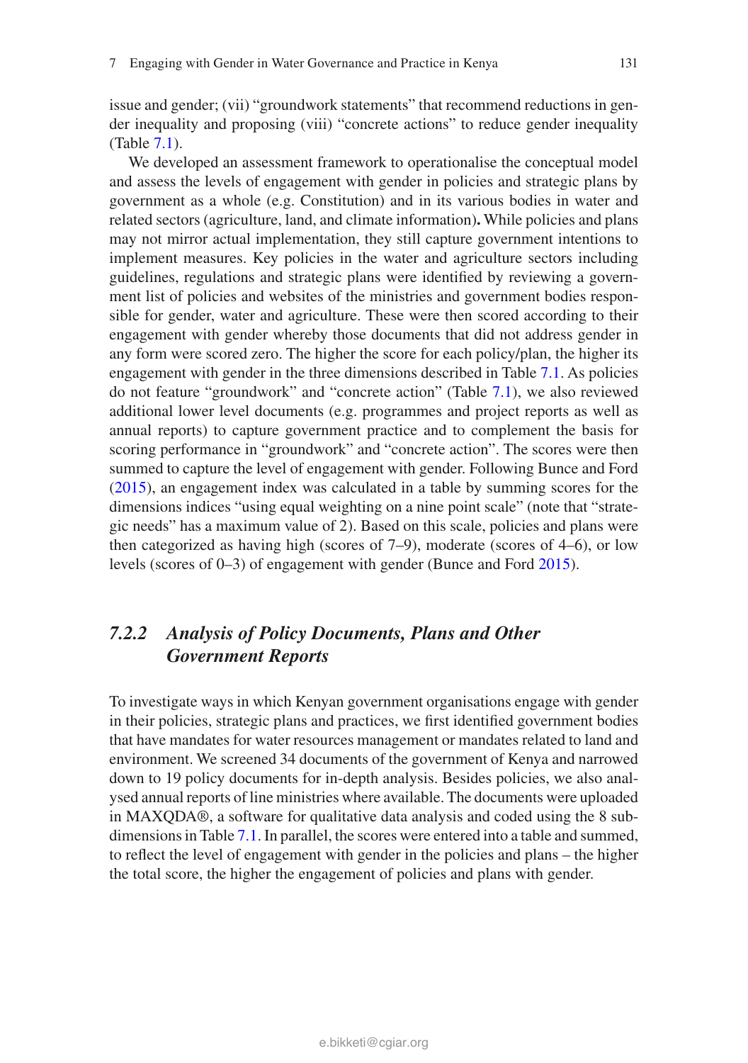issue and gender; (vii) "groundwork statements" that recommend reductions in gender inequality and proposing (viii) "concrete actions" to reduce gender inequality (Table 7.1).

We developed an assessment framework to operationalise the conceptual model and assess the levels of engagement with gender in policies and strategic plans by government as a whole (e.g. Constitution) and in its various bodies in water and related sectors (agriculture, land, and climate information)**.** While policies and plans may not mirror actual implementation, they still capture government intentions to implement measures. Key policies in the water and agriculture sectors including guidelines, regulations and strategic plans were identified by reviewing a government list of policies and websites of the ministries and government bodies responsible for gender, water and agriculture. These were then scored according to their engagement with gender whereby those documents that did not address gender in any form were scored zero. The higher the score for each policy/plan, the higher its engagement with gender in the three dimensions described in Table 7.1. As policies do not feature "groundwork" and "concrete action" (Table 7.1), we also reviewed additional lower level documents (e.g. programmes and project reports as well as annual reports) to capture government practice and to complement the basis for scoring performance in "groundwork" and "concrete action". The scores were then summed to capture the level of engagement with gender. Following Bunce and Ford (2015), an engagement index was calculated in a table by summing scores for the dimensions indices "using equal weighting on a nine point scale" (note that "strategic needs" has a maximum value of 2). Based on this scale, policies and plans were then categorized as having high (scores of 7–9), moderate (scores of 4–6), or low levels (scores of 0–3) of engagement with gender (Bunce and Ford 2015).

### *7.2.2 Analysis of Policy Documents, Plans and Other Government Reports*

To investigate ways in which Kenyan government organisations engage with gender in their policies, strategic plans and practices, we first identified government bodies that have mandates for water resources management or mandates related to land and environment. We screened 34 documents of the government of Kenya and narrowed down to 19 policy documents for in-depth analysis. Besides policies, we also analysed annual reports of line ministries where available. The documents were uploaded in MAXQDA®, a software for qualitative data analysis and coded using the 8 subdimensions in Table 7.1. In parallel, the scores were entered into a table and summed, to reflect the level of engagement with gender in the policies and plans – the higher the total score, the higher the engagement of policies and plans with gender.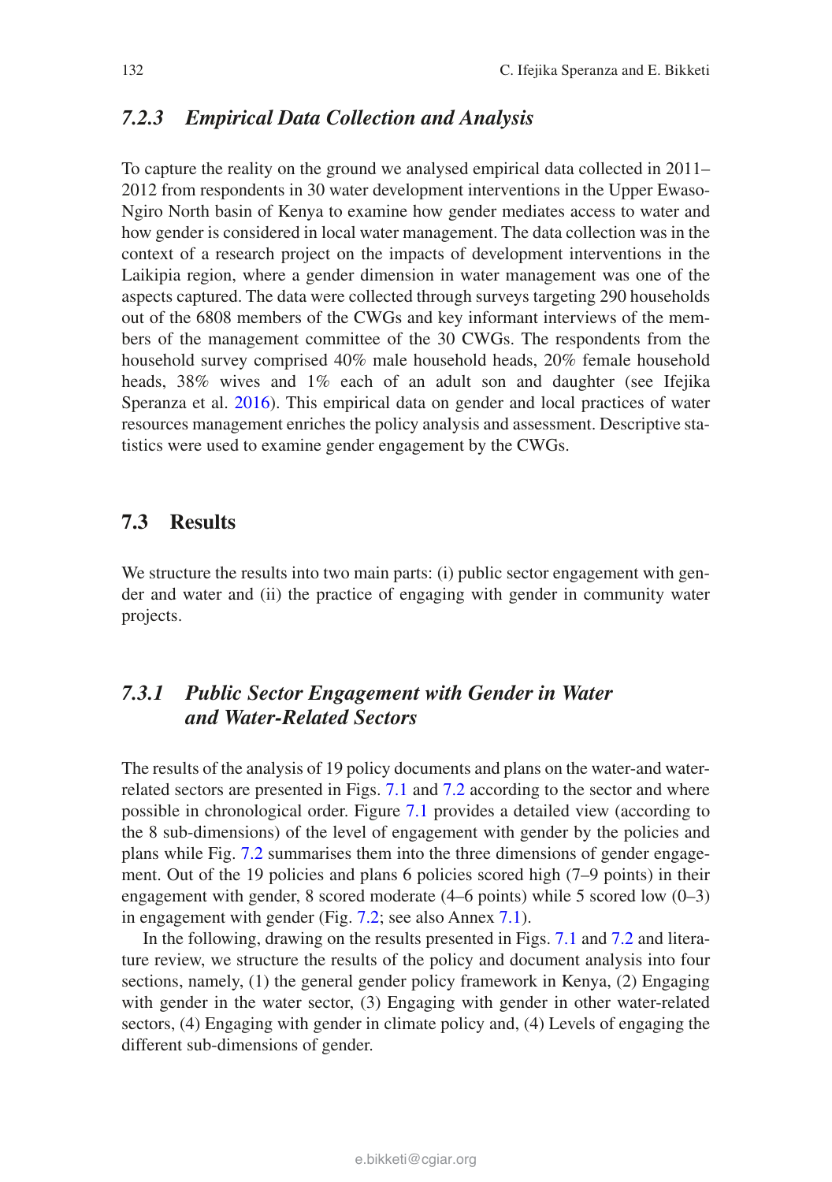### 7.2.3 *Empirical Data Collection and Analysis*

To capture the reality on the ground we analysed empirical data collected in 2011–2012 from respondents in 30 water development interventions in the Upper Ewaso-Ngiro North basin of Kenya to examine how gender mediates access to water and how gender is considered in local water management. The data collection was in the context of a research project on the impacts of development interventions in the Laikipia region, where a gender dimension in water management was one of the aspects captured. The data were collected through surveys targeting 290 households out of the 6808 members of the CWGs and key informant interviews of the members of the management committee of the 30 CWGs. The respondents from the household survey comprised 40% male household heads, 20% female household heads, 38% wives and 1% each of an adult son and daughter (see Ifejika Speranza et al. 2016). This empirical data on gender and local practices of water resources management enriches the policy analysis and assessment. Descriptive statistics were used to examine gender engagement by the CWGs.

## 7.3 Results

We structure the results into two main parts: (i) public sector engagement with gender and water and (ii) the practice of engaging with gender in community water projects.

### 7.3.1 *Public Sector Engagement with Gender in Water and Water-Related Sectors*

The results of the analysis of 19 policy documents and plans on the water-and water-related sectors are presented in Figs. 7.1 and 7.2 according to the sector and where possible in chronological order. Figure 7.1 provides a detailed view (according to the 8 sub-dimensions) of the level of engagement with gender by the policies and plans while Fig. 7.2 summarises them into the three dimensions of gender engagement. Out of the 19 policies and plans 6 policies scored high (7–9 points) in their engagement with gender, 8 scored moderate (4–6 points) while 5 scored low (0–3) in engagement with gender (Fig. 7.2; see also Annex 7.1).

In the following, drawing on the results presented in Figs. 7.1 and 7.2 and literature review, we structure the results of the policy and document analysis into four sections, namely, (1) the general gender policy framework in Kenya, (2) Engaging with gender in the water sector, (3) Engaging with gender in other water-related sectors, (4) Engaging with gender in climate policy and, (4) Levels of engaging the different sub-dimensions of gender.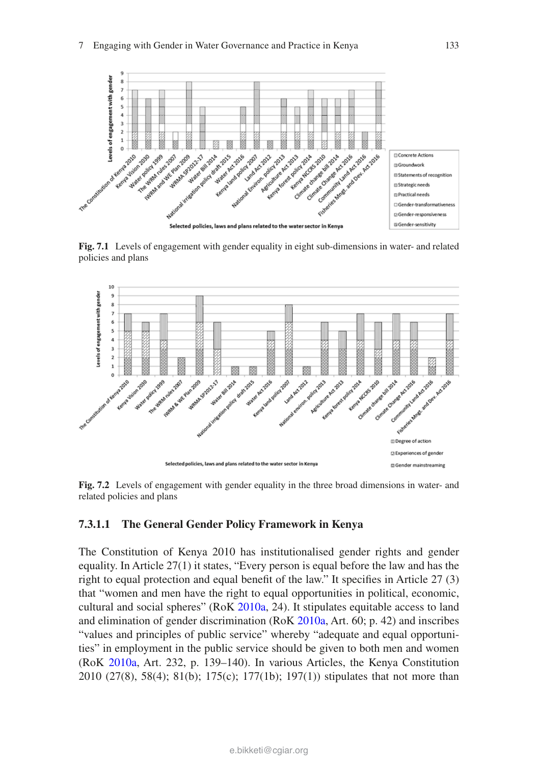Fig. 7.1 Levels of engagement with gender equality in eight sub-dimensions in water- and related policies and plans

Fig. 7.2 Levels of engagement with gender equality in the three broad dimensions in water- and related policies and plans

#### 7.3.1.1 The General Gender Policy Framework in Kenya

The Constitution of Kenya 2010 has institutionalised gender rights and gender equality. In Article 27(1) it states, “Every person is equal before the law and has the right to equal protection and equal benefit of the law.” It specifies in Article 27 (3) that “women and men have the right to equal opportunities in political, economic, cultural and social spheres” (RoK 2010a, 24). It stipulates equitable access to land and elimination of gender discrimination (RoK 2010a, Art. 60; p. 42) and inscribes “values and principles of public service” whereby “adequate and equal opportunities” in employment in the public service should be given to both men and women (RoK 2010a, Art. 232, p. 139–140). In various Articles, the Kenya Constitution 2010 (27(8), 58(4); 81(b); 175(c); 177(1b); 197(1)) stipulates that not more than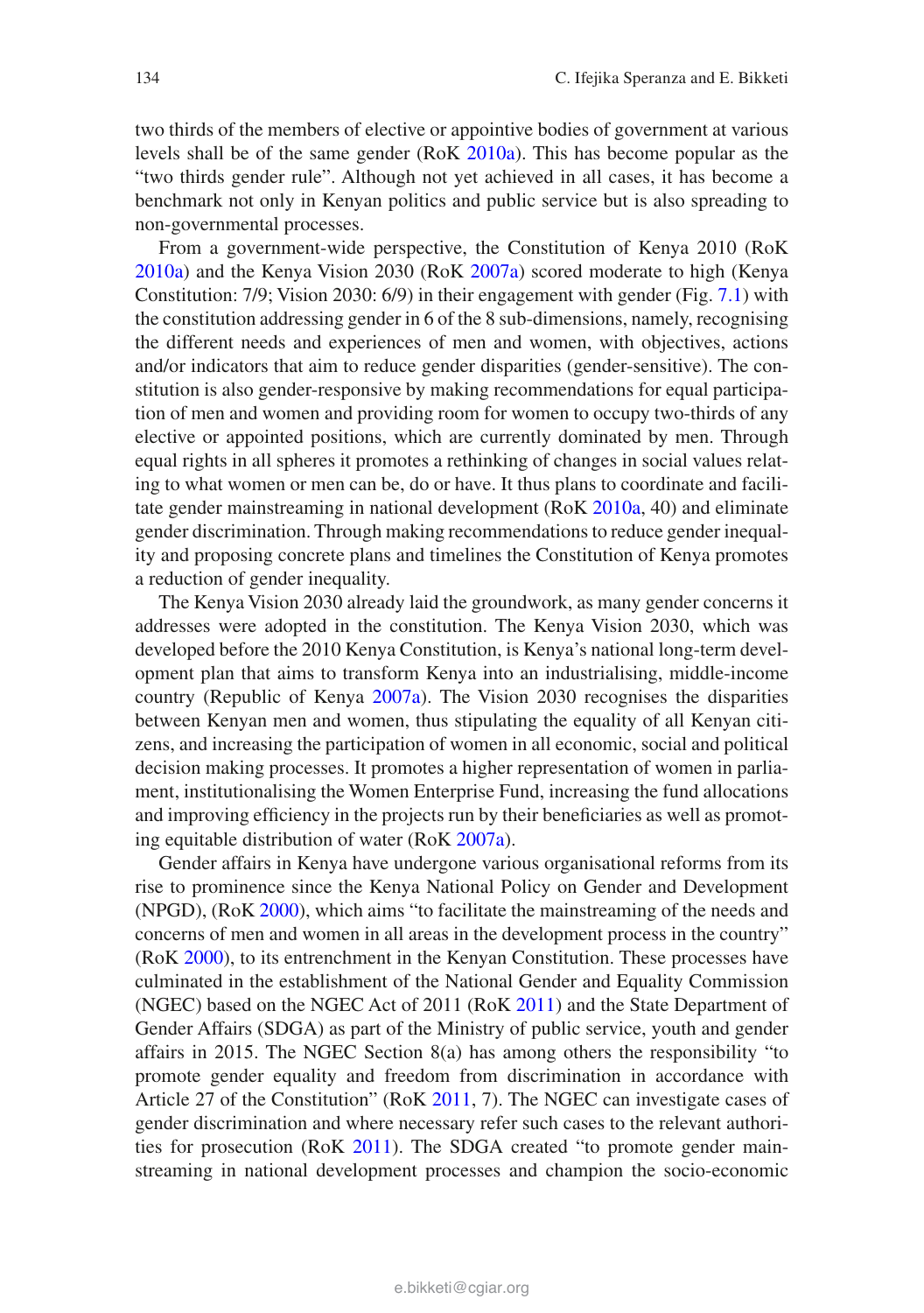two thirds of the members of elective or appointive bodies of government at various levels shall be of the same gender (RoK 2010a). This has become popular as the "two thirds gender rule". Although not yet achieved in all cases, it has become a benchmark not only in Kenyan politics and public service but is also spreading to non-governmental processes.

From a government-wide perspective, the Constitution of Kenya 2010 (RoK 2010a) and the Kenya Vision 2030 (RoK 2007a) scored moderate to high (Kenya Constitution: 7/9; Vision 2030: 6/9) in their engagement with gender (Fig. 7.1) with the constitution addressing gender in 6 of the 8 sub-dimensions, namely, recognising the different needs and experiences of men and women, with objectives, actions and/or indicators that aim to reduce gender disparities (gender-sensitive). The constitution is also gender-responsive by making recommendations for equal participation of men and women and providing room for women to occupy two-thirds of any elective or appointed positions, which are currently dominated by men. Through equal rights in all spheres it promotes a rethinking of changes in social values relating to what women or men can be, do or have. It thus plans to coordinate and facilitate gender mainstreaming in national development (RoK 2010a, 40) and eliminate gender discrimination. Through making recommendations to reduce gender inequality and proposing concrete plans and timelines the Constitution of Kenya promotes a reduction of gender inequality.

The Kenya Vision 2030 already laid the groundwork, as many gender concerns it addresses were adopted in the constitution. The Kenya Vision 2030, which was developed before the 2010 Kenya Constitution, is Kenya's national long-term development plan that aims to transform Kenya into an industrialising, middle-income country (Republic of Kenya 2007a). The Vision 2030 recognises the disparities between Kenyan men and women, thus stipulating the equality of all Kenyan citizens, and increasing the participation of women in all economic, social and political decision making processes. It promotes a higher representation of women in parliament, institutionalising the Women Enterprise Fund, increasing the fund allocations and improving efficiency in the projects run by their beneficiaries as well as promoting equitable distribution of water (RoK 2007a).

Gender affairs in Kenya have undergone various organisational reforms from its rise to prominence since the Kenya National Policy on Gender and Development (NPGD), (RoK 2000), which aims "to facilitate the mainstreaming of the needs and concerns of men and women in all areas in the development process in the country" (RoK 2000), to its entrenchment in the Kenyan Constitution. These processes have culminated in the establishment of the National Gender and Equality Commission (NGEC) based on the NGEC Act of 2011 (RoK 2011) and the State Department of Gender Affairs (SDGA) as part of the Ministry of public service, youth and gender affairs in 2015. The NGEC Section 8(a) has among others the responsibility "to promote gender equality and freedom from discrimination in accordance with Article 27 of the Constitution" (RoK 2011, 7). The NGEC can investigate cases of gender discrimination and where necessary refer such cases to the relevant authorities for prosecution (RoK 2011). The SDGA created "to promote gender mainstreaming in national development processes and champion the socio-economic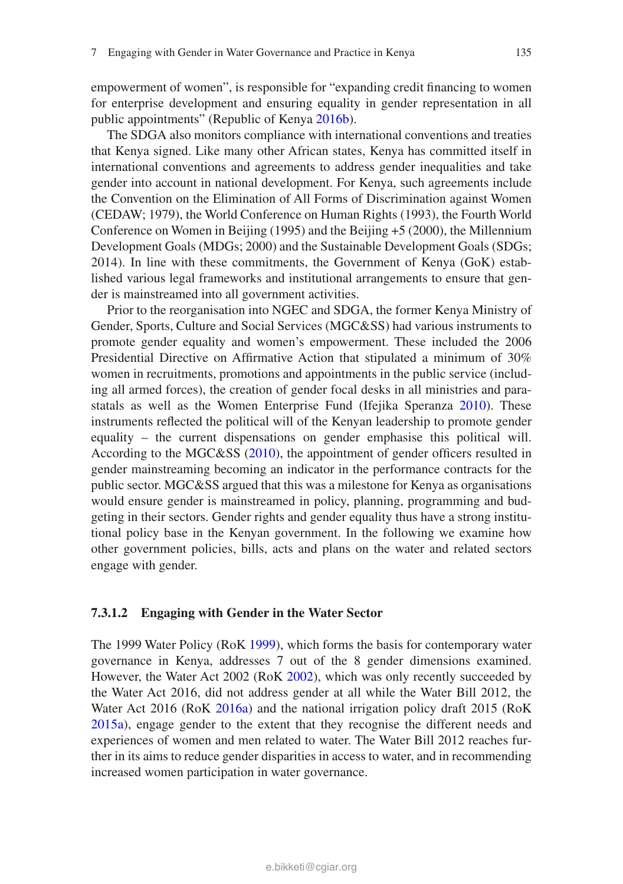empowerment of women", is responsible for "expanding credit financing to women for enterprise development and ensuring equality in gender representation in all public appointments" (Republic of Kenya 2016b).

The SDGA also monitors compliance with international conventions and treaties that Kenya signed. Like many other African states, Kenya has committed itself in international conventions and agreements to address gender inequalities and take gender into account in national development. For Kenya, such agreements include the Convention on the Elimination of All Forms of Discrimination against Women (CEDAW; 1979), the World Conference on Human Rights (1993), the Fourth World Conference on Women in Beijing (1995) and the Beijing +5 (2000), the Millennium Development Goals (MDGs; 2000) and the Sustainable Development Goals (SDGs; 2014). In line with these commitments, the Government of Kenya (GoK) established various legal frameworks and institutional arrangements to ensure that gender is mainstreamed into all government activities.

Prior to the reorganisation into NGEC and SDGA, the former Kenya Ministry of Gender, Sports, Culture and Social Services (MGC&SS) had various instruments to promote gender equality and women's empowerment. These included the 2006 Presidential Directive on Affirmative Action that stipulated a minimum of 30% women in recruitments, promotions and appointments in the public service (including all armed forces), the creation of gender focal desks in all ministries and parastatals as well as the Women Enterprise Fund (Ifejika Speranza 2010). These instruments reflected the political will of the Kenyan leadership to promote gender equality – the current dispensations on gender emphasise this political will. According to the MGC&SS (2010), the appointment of gender officers resulted in gender mainstreaming becoming an indicator in the performance contracts for the public sector. MGC&SS argued that this was a milestone for Kenya as organisations would ensure gender is mainstreamed in policy, planning, programming and budgeting in their sectors. Gender rights and gender equality thus have a strong institutional policy base in the Kenyan government. In the following we examine how other government policies, bills, acts and plans on the water and related sectors engage with gender.

#### 7.3.1.2 Engaging with Gender in the Water Sector

The 1999 Water Policy (RoK 1999), which forms the basis for contemporary water governance in Kenya, addresses 7 out of the 8 gender dimensions examined. However, the Water Act 2002 (RoK 2002), which was only recently succeeded by the Water Act 2016, did not address gender at all while the Water Bill 2012, the Water Act 2016 (RoK 2016a) and the national irrigation policy draft 2015 (RoK 2015a), engage gender to the extent that they recognise the different needs and experiences of women and men related to water. The Water Bill 2012 reaches further in its aims to reduce gender disparities in access to water, and in recommending increased women participation in water governance.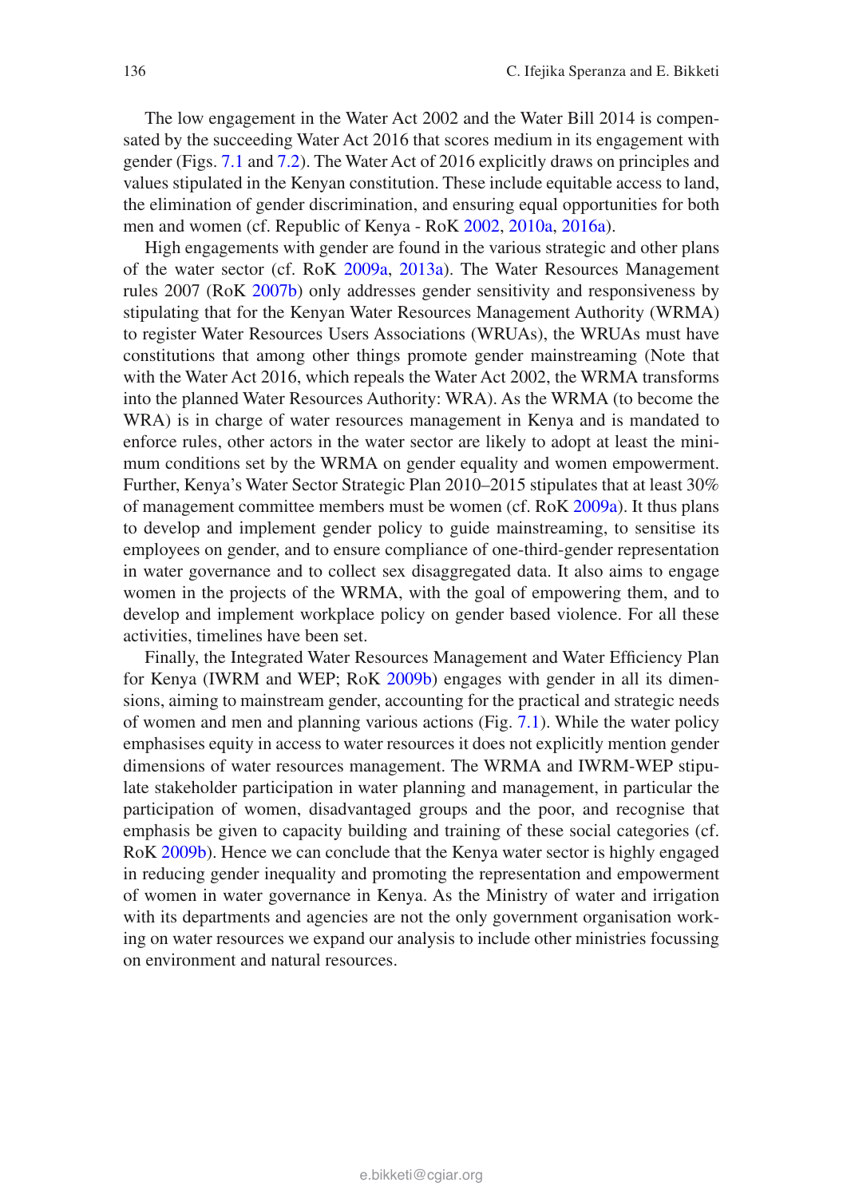The low engagement in the Water Act 2002 and the Water Bill 2014 is compensated by the succeeding Water Act 2016 that scores medium in its engagement with gender (Figs. 7.1 and 7.2). The Water Act of 2016 explicitly draws on principles and values stipulated in the Kenyan constitution. These include equitable access to land, the elimination of gender discrimination, and ensuring equal opportunities for both men and women (cf. Republic of Kenya - RoK 2002, 2010a, 2016a).

High engagements with gender are found in the various strategic and other plans of the water sector (cf. RoK 2009a, 2013a). The Water Resources Management rules 2007 (RoK 2007b) only addresses gender sensitivity and responsiveness by stipulating that for the Kenyan Water Resources Management Authority (WRMA) to register Water Resources Users Associations (WRUAs), the WRUAs must have constitutions that among other things promote gender mainstreaming (Note that with the Water Act 2016, which repeals the Water Act 2002, the WRMA transforms into the planned Water Resources Authority: WRA). As the WRMA (to become the WRA) is in charge of water resources management in Kenya and is mandated to enforce rules, other actors in the water sector are likely to adopt at least the minimum conditions set by the WRMA on gender equality and women empowerment. Further, Kenya's Water Sector Strategic Plan 2010–2015 stipulates that at least 30% of management committee members must be women (cf. RoK 2009a). It thus plans to develop and implement gender policy to guide mainstreaming, to sensitise its employees on gender, and to ensure compliance of one-third-gender representation in water governance and to collect sex disaggregated data. It also aims to engage women in the projects of the WRMA, with the goal of empowering them, and to develop and implement workplace policy on gender based violence. For all these activities, timelines have been set.

Finally, the Integrated Water Resources Management and Water Efficiency Plan for Kenya (IWRM and WEP; RoK 2009b) engages with gender in all its dimensions, aiming to mainstream gender, accounting for the practical and strategic needs of women and men and planning various actions (Fig. 7.1). While the water policy emphasises equity in access to water resources it does not explicitly mention gender dimensions of water resources management. The WRMA and IWRM-WEP stipulate stakeholder participation in water planning and management, in particular the participation of women, disadvantaged groups and the poor, and recognise that emphasis be given to capacity building and training of these social categories (cf. RoK 2009b). Hence we can conclude that the Kenya water sector is highly engaged in reducing gender inequality and promoting the representation and empowerment of women in water governance in Kenya. As the Ministry of water and irrigation with its departments and agencies are not the only government organisation working on water resources we expand our analysis to include other ministries focussing on environment and natural resources.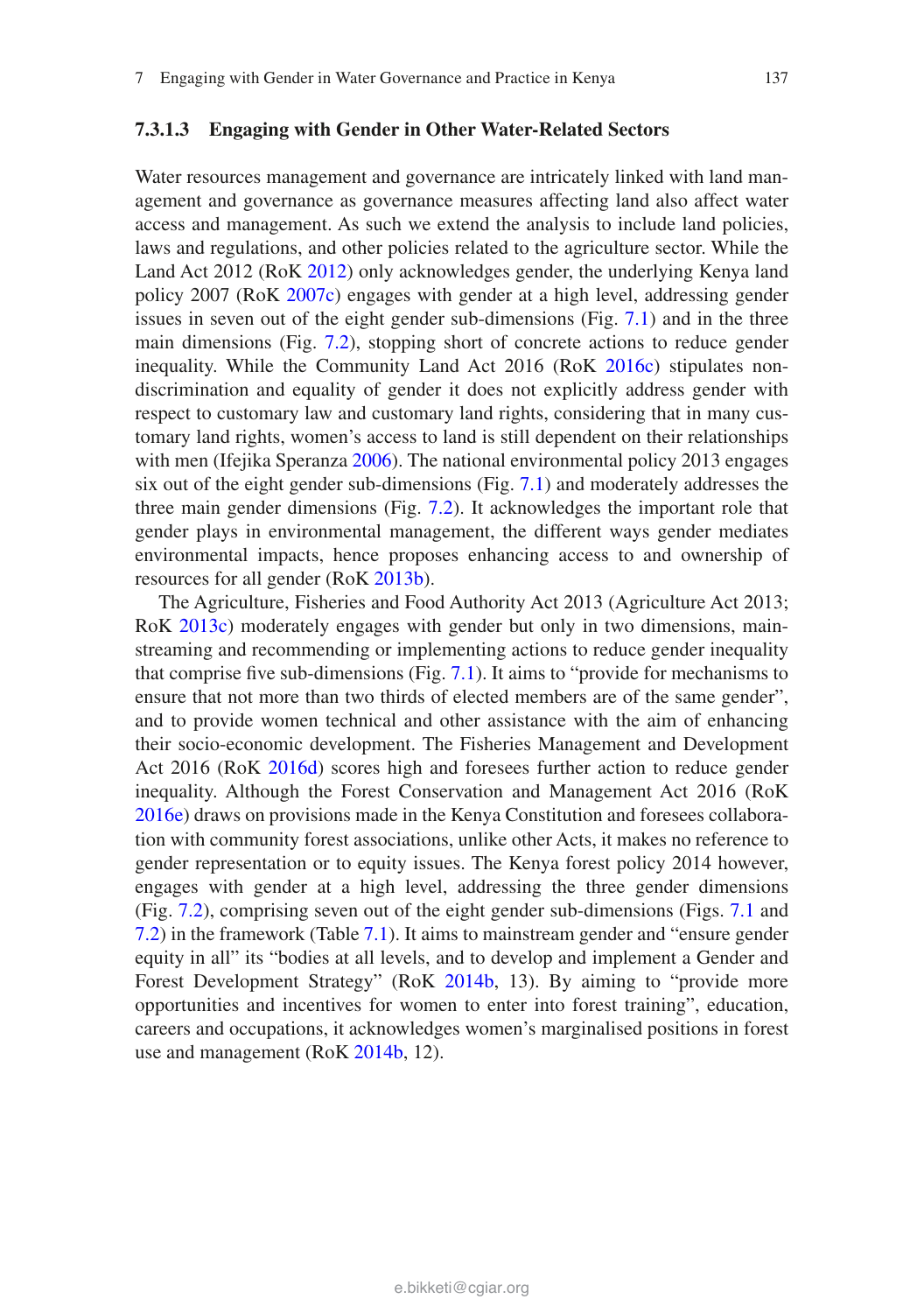#### 7.3.1.3 Engaging with Gender in Other Water-Related Sectors

Water resources management and governance are intricately linked with land management and governance as governance measures affecting land also affect water access and management. As such we extend the analysis to include land policies, laws and regulations, and other policies related to the agriculture sector. While the Land Act 2012 (RoK 2012) only acknowledges gender, the underlying Kenya land policy 2007 (RoK 2007c) engages with gender at a high level, addressing gender issues in seven out of the eight gender sub-dimensions (Fig. 7.1) and in the three main dimensions (Fig. 7.2), stopping short of concrete actions to reduce gender inequality. While the Community Land Act 2016 (RoK 2016c) stipulates non-discrimination and equality of gender it does not explicitly address gender with respect to customary law and customary land rights, considering that in many customary land rights, women's access to land is still dependent on their relationships with men (Ifejika Speranza 2006). The national environmental policy 2013 engages six out of the eight gender sub-dimensions (Fig. 7.1) and moderately addresses the three main gender dimensions (Fig. 7.2). It acknowledges the important role that gender plays in environmental management, the different ways gender mediates environmental impacts, hence proposes enhancing access to and ownership of resources for all gender (RoK 2013b).

The Agriculture, Fisheries and Food Authority Act 2013 (Agriculture Act 2013; RoK 2013c) moderately engages with gender but only in two dimensions, mainstreaming and recommending or implementing actions to reduce gender inequality that comprise five sub-dimensions (Fig. 7.1). It aims to "provide for mechanisms to ensure that not more than two thirds of elected members are of the same gender", and to provide women technical and other assistance with the aim of enhancing their socio-economic development. The Fisheries Management and Development Act 2016 (RoK 2016d) scores high and foresees further action to reduce gender inequality. Although the Forest Conservation and Management Act 2016 (RoK 2016e) draws on provisions made in the Kenya Constitution and foresees collaboration with community forest associations, unlike other Acts, it makes no reference to gender representation or to equity issues. The Kenya forest policy 2014 however, engages with gender at a high level, addressing the three gender dimensions (Fig. 7.2), comprising seven out of the eight gender sub-dimensions (Figs. 7.1 and 7.2) in the framework (Table 7.1). It aims to mainstream gender and "ensure gender equity in all" its "bodies at all levels, and to develop and implement a Gender and Forest Development Strategy" (RoK 2014b, 13). By aiming to "provide more opportunities and incentives for women to enter into forest training", education, careers and occupations, it acknowledges women's marginalised positions in forest use and management (RoK 2014b, 12).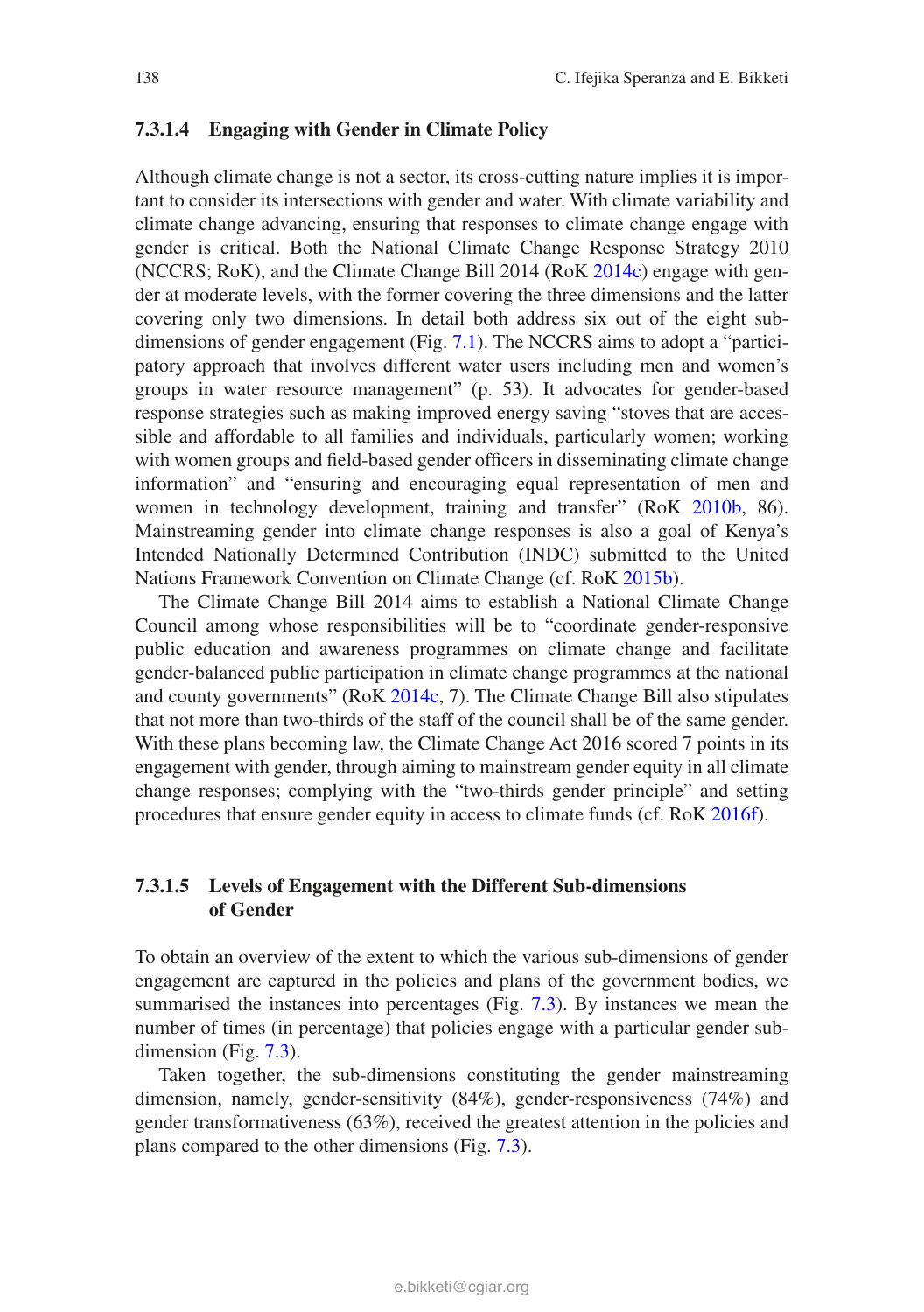#### 7.3.1.4 Engaging with Gender in Climate Policy

Although climate change is not a sector, its cross-cutting nature implies it is important to consider its intersections with gender and water. With climate variability and climate change advancing, ensuring that responses to climate change engage with gender is critical. Both the National Climate Change Response Strategy 2010 (NCCRS; RoK), and the Climate Change Bill 2014 (RoK 2014c) engage with gender at moderate levels, with the former covering the three dimensions and the latter covering only two dimensions. In detail both address six out of the eight sub-dimensions of gender engagement (Fig. 7.1). The NCCRS aims to adopt a "participatory approach that involves different water users including men and women's groups in water resource management" (p. 53). It advocates for gender-based response strategies such as making improved energy saving "stoves that are accessible and affordable to all families and individuals, particularly women; working with women groups and field-based gender officers in disseminating climate change information" and "ensuring and encouraging equal representation of men and women in technology development, training and transfer" (RoK 2010b, 86). Mainstreaming gender into climate change responses is also a goal of Kenya's Intended Nationally Determined Contribution (INDC) submitted to the United Nations Framework Convention on Climate Change (cf. RoK 2015b).

The Climate Change Bill 2014 aims to establish a National Climate Change Council among whose responsibilities will be to "coordinate gender-responsive public education and awareness programmes on climate change and facilitate gender-balanced public participation in climate change programmes at the national and county governments" (RoK 2014c, 7). The Climate Change Bill also stipulates that not more than two-thirds of the staff of the council shall be of the same gender. With these plans becoming law, the Climate Change Act 2016 scored 7 points in its engagement with gender, through aiming to mainstream gender equity in all climate change responses; complying with the "two-thirds gender principle" and setting procedures that ensure gender equity in access to climate funds (cf. RoK 2016f).

#### 7.3.1.5 Levels of Engagement with the Different Sub-dimensions of Gender

To obtain an overview of the extent to which the various sub-dimensions of gender engagement are captured in the policies and plans of the government bodies, we summarised the instances into percentages (Fig. 7.3). By instances we mean the number of times (in percentage) that policies engage with a particular gender sub-dimension (Fig. 7.3).

Taken together, the sub-dimensions constituting the gender mainstreaming dimension, namely, gender-sensitivity (84%), gender-responsiveness (74%) and gender transformativeness (63%), received the greatest attention in the policies and plans compared to the other dimensions (Fig. 7.3).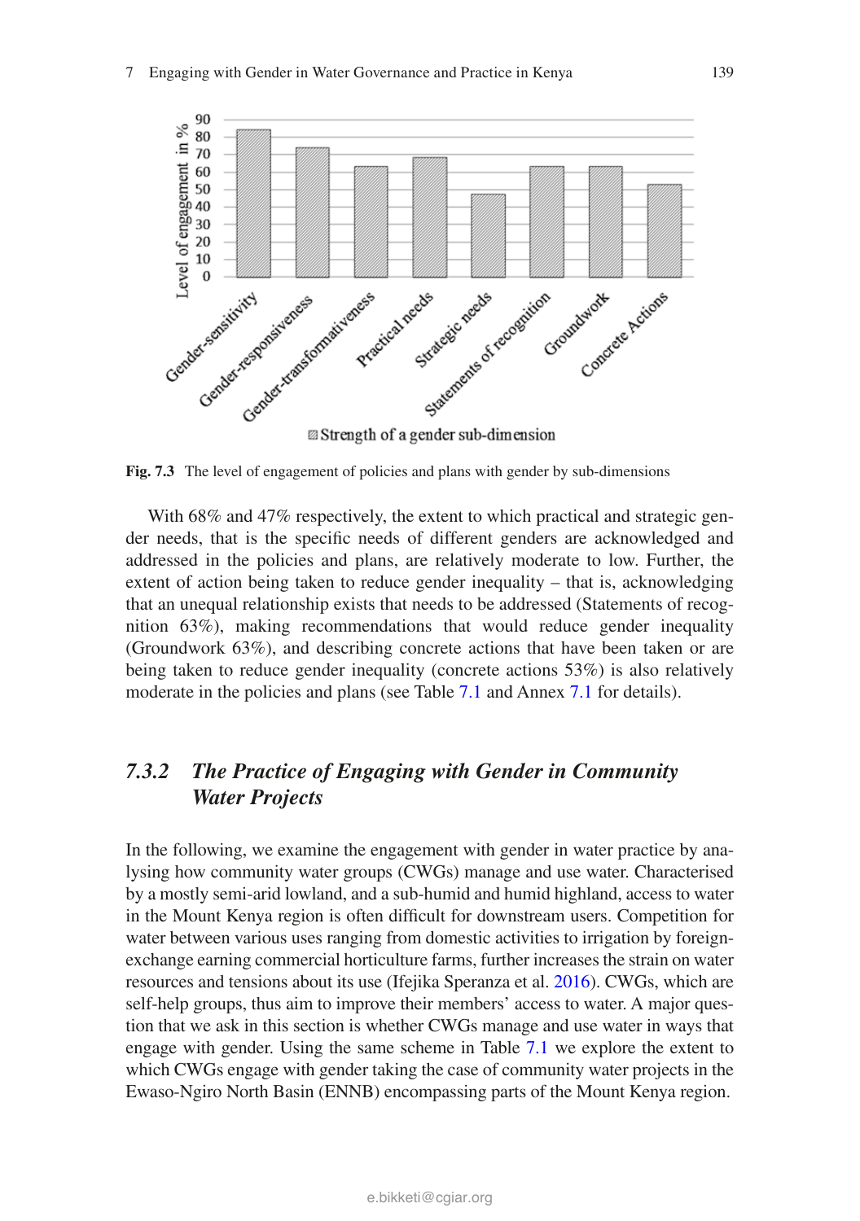Fig. 7.3 The level of engagement of policies and plans with gender by sub-dimensions

With 68% and 47% respectively, the extent to which practical and strategic gender needs, that is the specific needs of different genders are acknowledged and addressed in the policies and plans, are relatively moderate to low. Further, the extent of action being taken to reduce gender inequality – that is, acknowledging that an unequal relationship exists that needs to be addressed (Statements of recognition 63%), making recommendations that would reduce gender inequality (Groundwork 63%), and describing concrete actions that have been taken or are being taken to reduce gender inequality (concrete actions 53%) is also relatively moderate in the policies and plans (see Table 7.1 and Annex 7.1 for details).

### *7.3.2 The Practice of Engaging with Gender in Community Water Projects*

In the following, we examine the engagement with gender in water practice by analysing how community water groups (CWGs) manage and use water. Characterised by a mostly semi-arid lowland, and a sub-humid and humid highland, access to water in the Mount Kenya region is often difficult for downstream users. Competition for water between various uses ranging from domestic activities to irrigation by foreign-exchange earning commercial horticulture farms, further increases the strain on water resources and tensions about its use (Ifejika Speranza et al. 2016). CWGs, which are self-help groups, thus aim to improve their members' access to water. A major question that we ask in this section is whether CWGs manage and use water in ways that engage with gender. Using the same scheme in Table 7.1 we explore the extent to which CWGs engage with gender taking the case of community water projects in the Ewaso-Ngiro North Basin (ENNB) encompassing parts of the Mount Kenya region.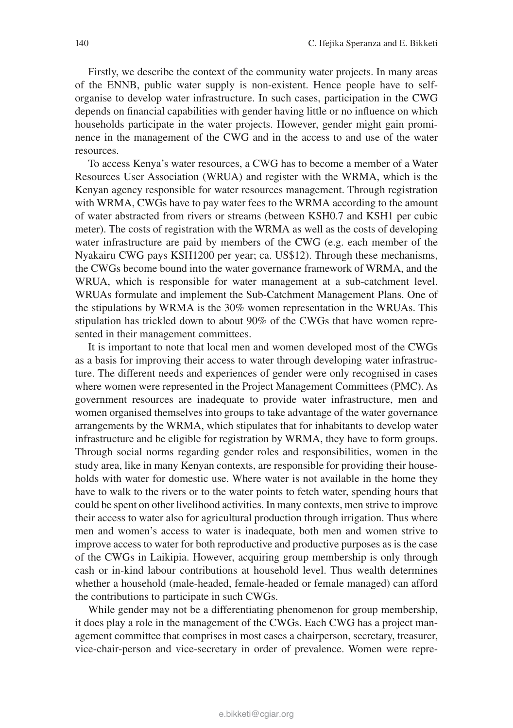Firstly, we describe the context of the community water projects. In many areas of the ENNB, public water supply is non-existent. Hence people have to self-organise to develop water infrastructure. In such cases, participation in the CWG depends on financial capabilities with gender having little or no influence on which households participate in the water projects. However, gender might gain prominence in the management of the CWG and in the access to and use of the water resources.

To access Kenya's water resources, a CWG has to become a member of a Water Resources User Association (WRUA) and register with the WRMA, which is the Kenyan agency responsible for water resources management. Through registration with WRMA, CWGs have to pay water fees to the WRMA according to the amount of water abstracted from rivers or streams (between KSH0.7 and KSH1 per cubic meter). The costs of registration with the WRMA as well as the costs of developing water infrastructure are paid by members of the CWG (e.g. each member of the Nyakairu CWG pays KSH1200 per year; ca. US$12). Through these mechanisms, the CWGs become bound into the water governance framework of WRMA, and the WRUA, which is responsible for water management at a sub-catchment level. WRUAs formulate and implement the Sub-Catchment Management Plans. One of the stipulations by WRMA is the 30% women representation in the WRUAs. This stipulation has trickled down to about 90% of the CWGs that have women represented in their management committees.

It is important to note that local men and women developed most of the CWGs as a basis for improving their access to water through developing water infrastructure. The different needs and experiences of gender were only recognised in cases where women were represented in the Project Management Committees (PMC). As government resources are inadequate to provide water infrastructure, men and women organised themselves into groups to take advantage of the water governance arrangements by the WRMA, which stipulates that for inhabitants to develop water infrastructure and be eligible for registration by WRMA, they have to form groups. Through social norms regarding gender roles and responsibilities, women in the study area, like in many Kenyan contexts, are responsible for providing their households with water for domestic use. Where water is not available in the home they have to walk to the rivers or to the water points to fetch water, spending hours that could be spent on other livelihood activities. In many contexts, men strive to improve their access to water also for agricultural production through irrigation. Thus where men and women's access to water is inadequate, both men and women strive to improve access to water for both reproductive and productive purposes as is the case of the CWGs in Laikipia. However, acquiring group membership is only through cash or in-kind labour contributions at household level. Thus wealth determines whether a household (male-headed, female-headed or female managed) can afford the contributions to participate in such CWGs.

While gender may not be a differentiating phenomenon for group membership, it does play a role in the management of the CWGs. Each CWG has a project management committee that comprises in most cases a chairperson, secretary, treasurer, vice-chair-person and vice-secretary in order of prevalence. Women were repre-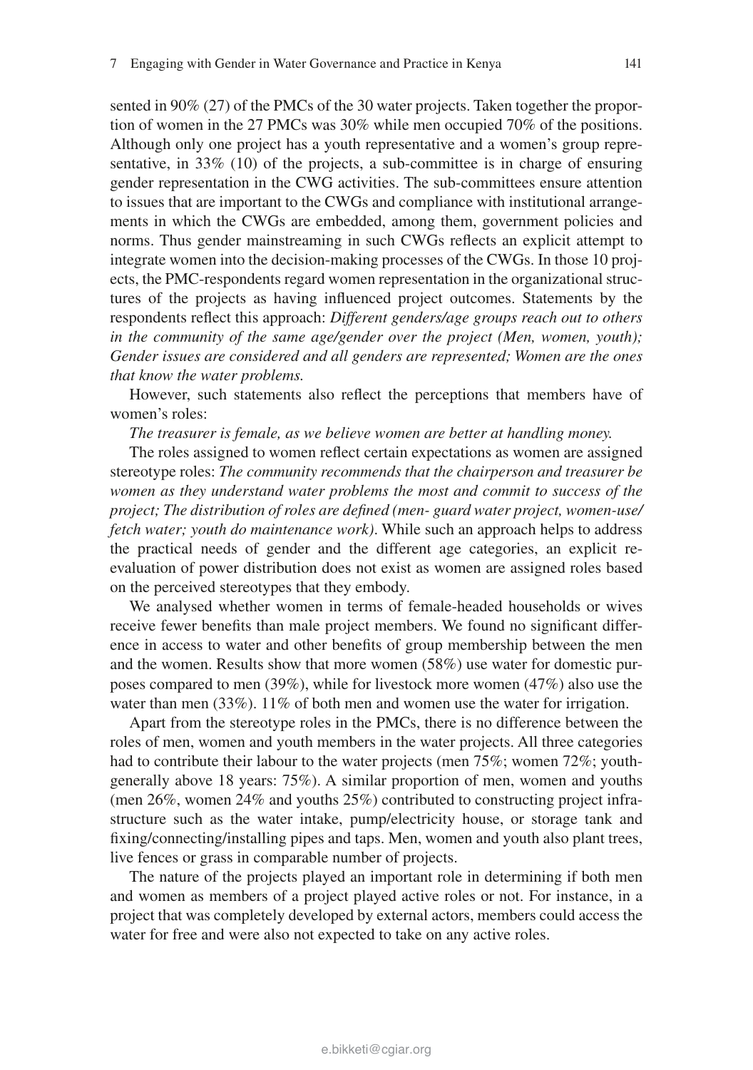sented in 90% (27) of the PMCs of the 30 water projects. Taken together the proportion of women in the 27 PMCs was 30% while men occupied 70% of the positions. Although only one project has a youth representative and a women's group representative, in 33% (10) of the projects, a sub-committee is in charge of ensuring gender representation in the CWG activities. The sub-committees ensure attention to issues that are important to the CWGs and compliance with institutional arrangements in which the CWGs are embedded, among them, government policies and norms. Thus gender mainstreaming in such CWGs reflects an explicit attempt to integrate women into the decision-making processes of the CWGs. In those 10 projects, the PMC-respondents regard women representation in the organizational structures of the projects as having influenced project outcomes. Statements by the respondents reflect this approach: *Different genders/age groups reach out to others in the community of the same age/gender over the project (Men, women, youth); Gender issues are considered and all genders are represented; Women are the ones that know the water problems.*

However, such statements also reflect the perceptions that members have of women's roles:

*The treasurer is female, as we believe women are better at handling money.*

The roles assigned to women reflect certain expectations as women are assigned stereotype roles: *The community recommends that the chairperson and treasurer be women as they understand water problems the most and commit to success of the project; The distribution of roles are defined (men- guard water project, women-use/fetch water; youth do maintenance work)*. While such an approach helps to address the practical needs of gender and the different age categories, an explicit re-evaluation of power distribution does not exist as women are assigned roles based on the perceived stereotypes that they embody.

We analysed whether women in terms of female-headed households or wives receive fewer benefits than male project members. We found no significant difference in access to water and other benefits of group membership between the men and the women. Results show that more women (58%) use water for domestic purposes compared to men (39%), while for livestock more women (47%) also use the water than men (33%). 11% of both men and women use the water for irrigation.

Apart from the stereotype roles in the PMCs, there is no difference between the roles of men, women and youth members in the water projects. All three categories had to contribute their labour to the water projects (men 75%; women 72%; youth-generally above 18 years: 75%). A similar proportion of men, women and youths (men 26%, women 24% and youths 25%) contributed to constructing project infrastructure such as the water intake, pump/electricity house, or storage tank and fixing/connecting/installing pipes and taps. Men, women and youth also plant trees, live fences or grass in comparable number of projects.

The nature of the projects played an important role in determining if both men and women as members of a project played active roles or not. For instance, in a project that was completely developed by external actors, members could access the water for free and were also not expected to take on any active roles.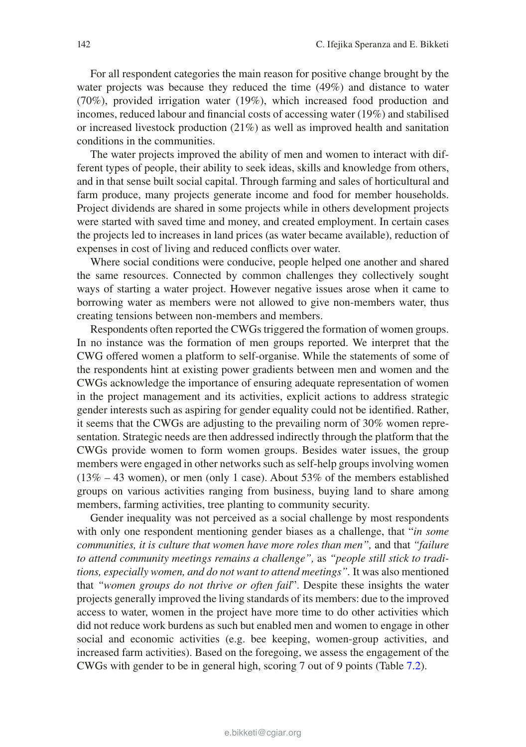For all respondent categories the main reason for positive change brought by the water projects was because they reduced the time (49%) and distance to water (70%), provided irrigation water (19%), which increased food production and incomes, reduced labour and financial costs of accessing water (19%) and stabilised or increased livestock production (21%) as well as improved health and sanitation conditions in the communities.

The water projects improved the ability of men and women to interact with different types of people, their ability to seek ideas, skills and knowledge from others, and in that sense built social capital. Through farming and sales of horticultural and farm produce, many projects generate income and food for member households. Project dividends are shared in some projects while in others development projects were started with saved time and money, and created employment. In certain cases the projects led to increases in land prices (as water became available), reduction of expenses in cost of living and reduced conflicts over water.

Where social conditions were conducive, people helped one another and shared the same resources. Connected by common challenges they collectively sought ways of starting a water project. However negative issues arose when it came to borrowing water as members were not allowed to give non-members water, thus creating tensions between non-members and members.

Respondents often reported the CWGs triggered the formation of women groups. In no instance was the formation of men groups reported. We interpret that the CWG offered women a platform to self-organise. While the statements of some of the respondents hint at existing power gradients between men and women and the CWGs acknowledge the importance of ensuring adequate representation of women in the project management and its activities, explicit actions to address strategic gender interests such as aspiring for gender equality could not be identified. Rather, it seems that the CWGs are adjusting to the prevailing norm of 30% women representation. Strategic needs are then addressed indirectly through the platform that the CWGs provide women to form women groups. Besides water issues, the group members were engaged in other networks such as self-help groups involving women (13% – 43 women), or men (only 1 case). About 53% of the members established groups on various activities ranging from business, buying land to share among members, farming activities, tree planting to community security.

Gender inequality was not perceived as a social challenge by most respondents with only one respondent mentioning gender biases as a challenge, that "*in some communities, it is culture that women have more roles than men",* and that *"failure to attend community meetings remains a challenge",* as *"people still stick to traditions, especially women, and do not want to attend meetings"*. It was also mentioned that *"women groups do not thrive or often fail*". Despite these insights the water projects generally improved the living standards of its members: due to the improved access to water, women in the project have more time to do other activities which did not reduce work burdens as such but enabled men and women to engage in other social and economic activities (e.g. bee keeping, women-group activities, and increased farm activities). Based on the foregoing, we assess the engagement of the CWGs with gender to be in general high, scoring 7 out of 9 points (Table 7.2).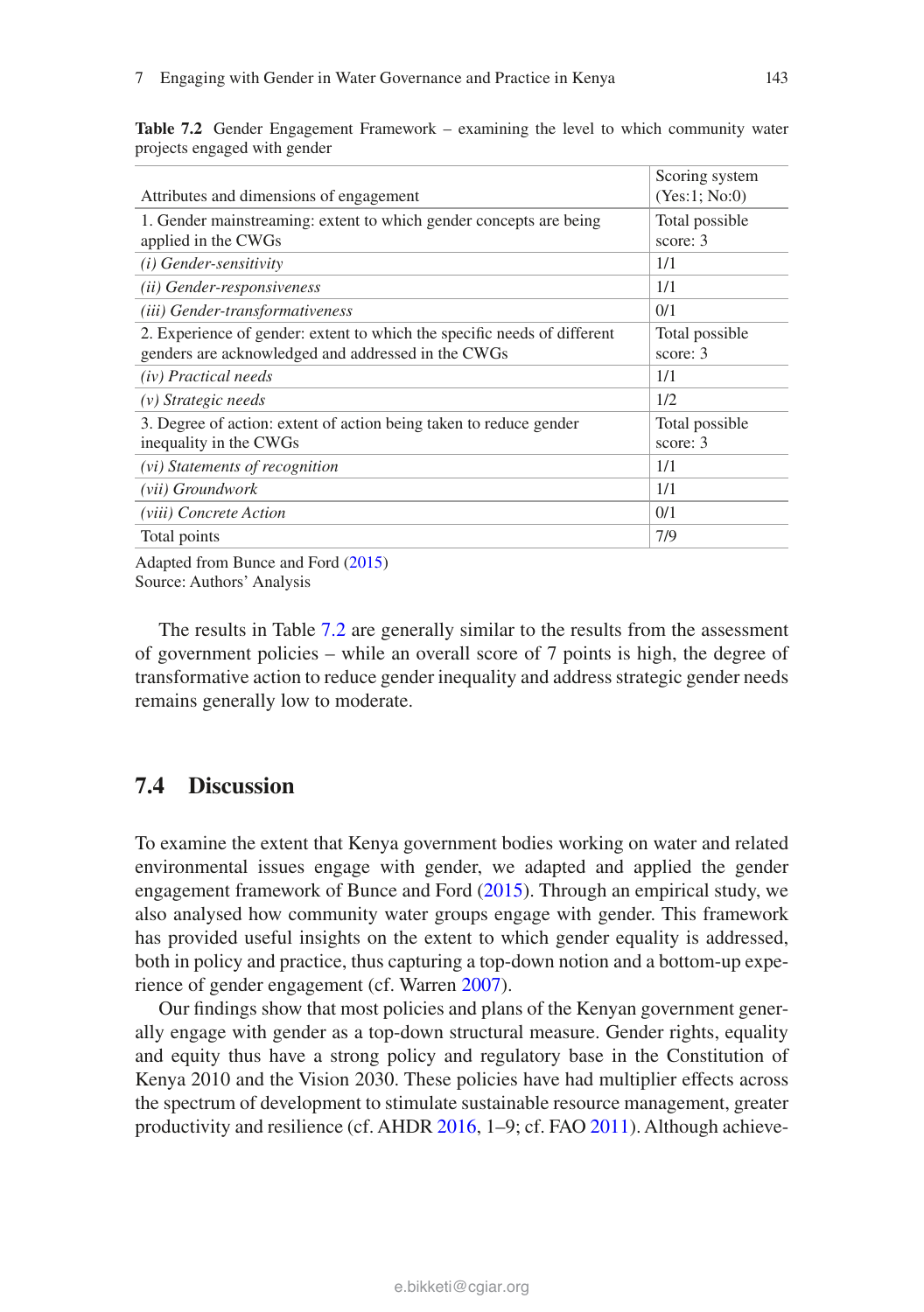**Table 7.2** Gender Engagement Framework – examining the level to which community water projects engaged with gender

| Attributes and dimensions of engagement | Scoring system (Yes:1; No:0) |
|---|---|
| 1. Gender mainstreaming: extent to which gender concepts are being applied in the CWGs | Total possible score: 3 |
| *(i) Gender-sensitivity* | 1/1 |
| *(ii) Gender-responsiveness* | 1/1 |
| *(iii) Gender-transformativeness* | 0/1 |
| 2. Experience of gender: extent to which the specific needs of different genders are acknowledged and addressed in the CWGs | Total possible score: 3 |
| *(iv) Practical needs* | 1/1 |
| *(v) Strategic needs* | 1/2 |
| 3. Degree of action: extent of action being taken to reduce gender inequality in the CWGs | Total possible score: 3 |
| *(vi) Statements of recognition* | 1/1 |
| *(vii) Groundwork* | 1/1 |
| *(viii) Concrete Action* | 0/1 |
| Total points | 7/9 |

Adapted from Bunce and Ford (2015)
Source: Authors' Analysis

The results in Table 7.2 are generally similar to the results from the assessment of government policies – while an overall score of 7 points is high, the degree of transformative action to reduce gender inequality and address strategic gender needs remains generally low to moderate.

## 7.4 Discussion

To examine the extent that Kenya government bodies working on water and related environmental issues engage with gender, we adapted and applied the gender engagement framework of Bunce and Ford (2015). Through an empirical study, we also analysed how community water groups engage with gender. This framework has provided useful insights on the extent to which gender equality is addressed, both in policy and practice, thus capturing a top-down notion and a bottom-up experience of gender engagement (cf. Warren 2007).

Our findings show that most policies and plans of the Kenyan government generally engage with gender as a top-down structural measure. Gender rights, equality and equity thus have a strong policy and regulatory base in the Constitution of Kenya 2010 and the Vision 2030. These policies have had multiplier effects across the spectrum of development to stimulate sustainable resource management, greater productivity and resilience (cf. AHDR 2016, 1–9; cf. FAO 2011). Although achieve-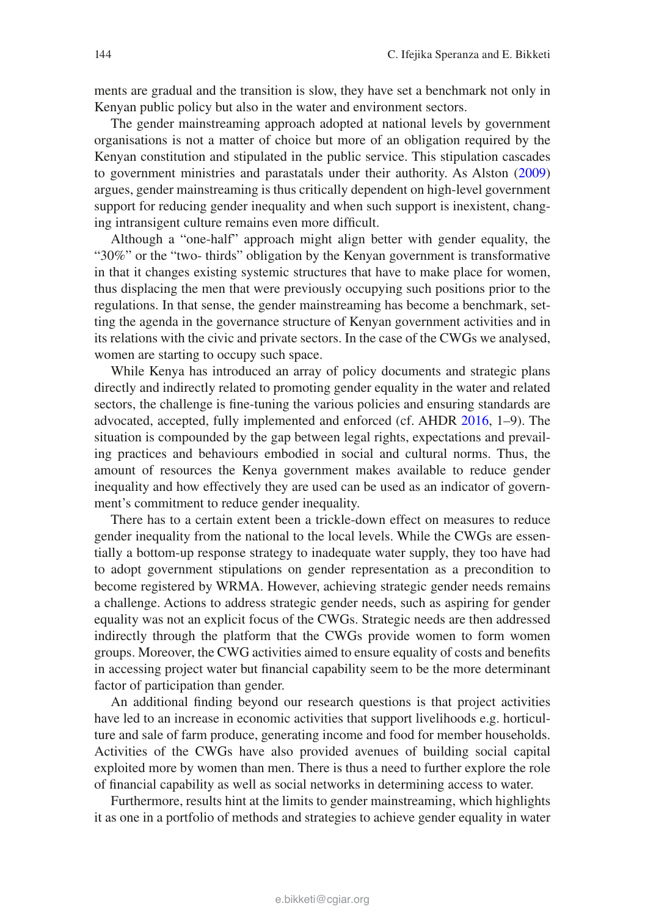ments are gradual and the transition is slow, they have set a benchmark not only in Kenyan public policy but also in the water and environment sectors.

The gender mainstreaming approach adopted at national levels by government organisations is not a matter of choice but more of an obligation required by the Kenyan constitution and stipulated in the public service. This stipulation cascades to government ministries and parastatals under their authority. As Alston (2009) argues, gender mainstreaming is thus critically dependent on high-level government support for reducing gender inequality and when such support is inexistent, changing intransigent culture remains even more difficult.

Although a "one-half" approach might align better with gender equality, the "30%" or the "two- thirds" obligation by the Kenyan government is transformative in that it changes existing systemic structures that have to make place for women, thus displacing the men that were previously occupying such positions prior to the regulations. In that sense, the gender mainstreaming has become a benchmark, setting the agenda in the governance structure of Kenyan government activities and in its relations with the civic and private sectors. In the case of the CWGs we analysed, women are starting to occupy such space.

While Kenya has introduced an array of policy documents and strategic plans directly and indirectly related to promoting gender equality in the water and related sectors, the challenge is fine-tuning the various policies and ensuring standards are advocated, accepted, fully implemented and enforced (cf. AHDR 2016, 1–9). The situation is compounded by the gap between legal rights, expectations and prevailing practices and behaviours embodied in social and cultural norms. Thus, the amount of resources the Kenya government makes available to reduce gender inequality and how effectively they are used can be used as an indicator of government's commitment to reduce gender inequality.

There has to a certain extent been a trickle-down effect on measures to reduce gender inequality from the national to the local levels. While the CWGs are essentially a bottom-up response strategy to inadequate water supply, they too have had to adopt government stipulations on gender representation as a precondition to become registered by WRMA. However, achieving strategic gender needs remains a challenge. Actions to address strategic gender needs, such as aspiring for gender equality was not an explicit focus of the CWGs. Strategic needs are then addressed indirectly through the platform that the CWGs provide women to form women groups. Moreover, the CWG activities aimed to ensure equality of costs and benefits in accessing project water but financial capability seem to be the more determinant factor of participation than gender.

An additional finding beyond our research questions is that project activities have led to an increase in economic activities that support livelihoods e.g. horticulture and sale of farm produce, generating income and food for member households. Activities of the CWGs have also provided avenues of building social capital exploited more by women than men. There is thus a need to further explore the role of financial capability as well as social networks in determining access to water.

Furthermore, results hint at the limits to gender mainstreaming, which highlights it as one in a portfolio of methods and strategies to achieve gender equality in water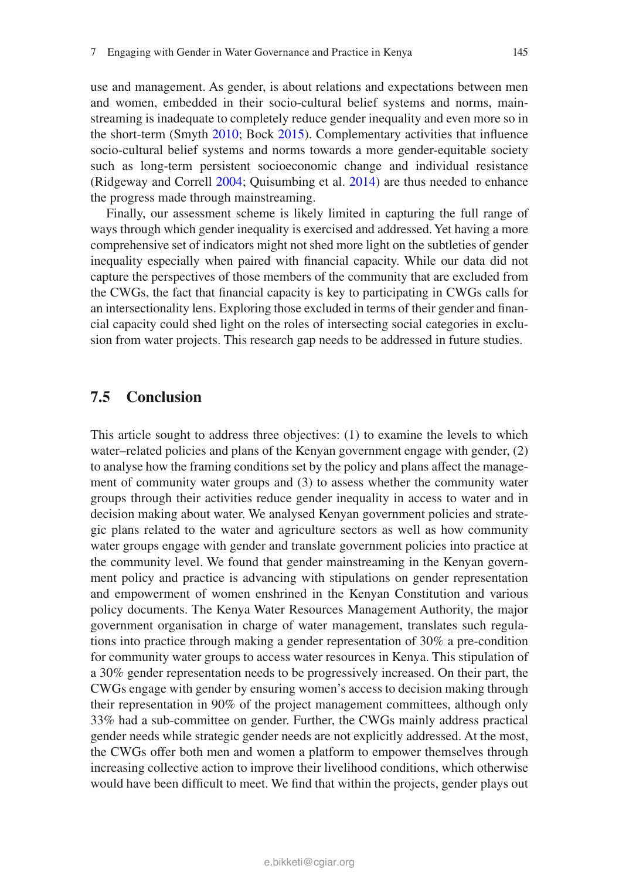use and management. As gender, is about relations and expectations between men and women, embedded in their socio-cultural belief systems and norms, mainstreaming is inadequate to completely reduce gender inequality and even more so in the short-term (Smyth 2010; Bock 2015). Complementary activities that influence socio-cultural belief systems and norms towards a more gender-equitable society such as long-term persistent socioeconomic change and individual resistance (Ridgeway and Correll 2004; Quisumbing et al. 2014) are thus needed to enhance the progress made through mainstreaming.

Finally, our assessment scheme is likely limited in capturing the full range of ways through which gender inequality is exercised and addressed. Yet having a more comprehensive set of indicators might not shed more light on the subtleties of gender inequality especially when paired with financial capacity. While our data did not capture the perspectives of those members of the community that are excluded from the CWGs, the fact that financial capacity is key to participating in CWGs calls for an intersectionality lens. Exploring those excluded in terms of their gender and financial capacity could shed light on the roles of intersecting social categories in exclusion from water projects. This research gap needs to be addressed in future studies.

## 7.5 Conclusion

This article sought to address three objectives: (1) to examine the levels to which water–related policies and plans of the Kenyan government engage with gender, (2) to analyse how the framing conditions set by the policy and plans affect the management of community water groups and (3) to assess whether the community water groups through their activities reduce gender inequality in access to water and in decision making about water. We analysed Kenyan government policies and strategic plans related to the water and agriculture sectors as well as how community water groups engage with gender and translate government policies into practice at the community level. We found that gender mainstreaming in the Kenyan government policy and practice is advancing with stipulations on gender representation and empowerment of women enshrined in the Kenyan Constitution and various policy documents. The Kenya Water Resources Management Authority, the major government organisation in charge of water management, translates such regulations into practice through making a gender representation of 30% a pre-condition for community water groups to access water resources in Kenya. This stipulation of a 30% gender representation needs to be progressively increased. On their part, the CWGs engage with gender by ensuring women's access to decision making through their representation in 90% of the project management committees, although only 33% had a sub-committee on gender. Further, the CWGs mainly address practical gender needs while strategic gender needs are not explicitly addressed. At the most, the CWGs offer both men and women a platform to empower themselves through increasing collective action to improve their livelihood conditions, which otherwise would have been difficult to meet. We find that within the projects, gender plays out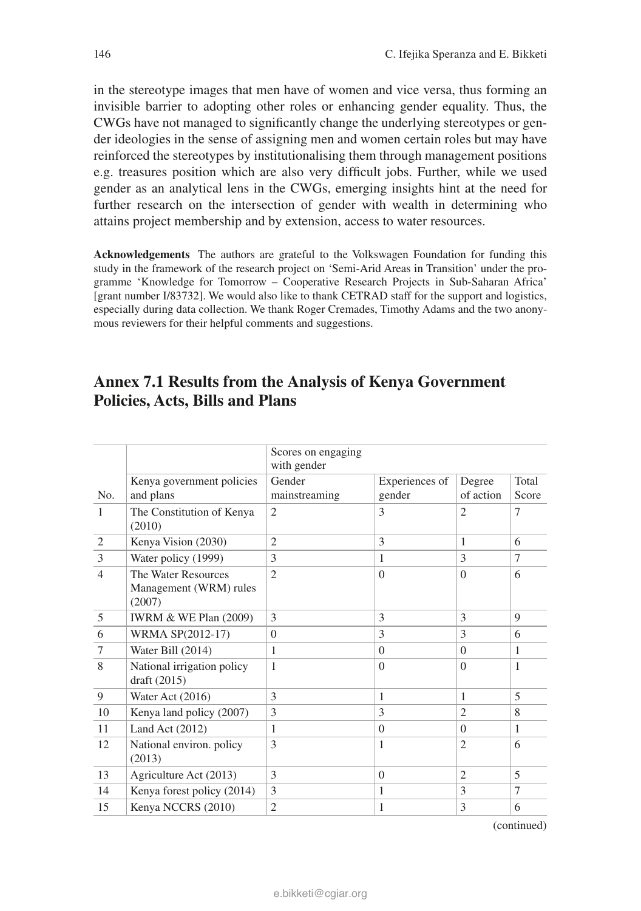in the stereotype images that men have of women and vice versa, thus forming an invisible barrier to adopting other roles or enhancing gender equality. Thus, the CWGs have not managed to significantly change the underlying stereotypes or gender ideologies in the sense of assigning men and women certain roles but may have reinforced the stereotypes by institutionalising them through management positions e.g. treasures position which are also very difficult jobs. Further, while we used gender as an analytical lens in the CWGs, emerging insights hint at the need for further research on the intersection of gender with wealth in determining who attains project membership and by extension, access to water resources.

**Acknowledgements** The authors are grateful to the Volkswagen Foundation for funding this study in the framework of the research project on 'Semi-Arid Areas in Transition' under the programme 'Knowledge for Tomorrow – Cooperative Research Projects in Sub-Saharan Africa' [grant number I/83732]. We would also like to thank CETRAD staff for the support and logistics, especially during data collection. We thank Roger Cremades, Timothy Adams and the two anonymous reviewers for their helpful comments and suggestions.

## Annex 7.1 Results from the Analysis of Kenya Government Policies, Acts, Bills and Plans

| | | Scores on engaging with gender | | | |
|---|---|---|---|---|---|
| No. | Kenya government policies and plans | Gender mainstreaming | Experiences of gender | Degree of action | Total Score |
| 1 | The Constitution of Kenya (2010) | 2 | 3 | 2 | 7 |
| 2 | Kenya Vision (2030) | 2 | 3 | 1 | 6 |
| 3 | Water policy (1999) | 3 | 1 | 3 | 7 |
| 4 | The Water Resources Management (WRM) rules (2007) | 2 | 0 | 0 | 6 |
| 5 | IWRM & WE Plan (2009) | 3 | 3 | 3 | 9 |
| 6 | WRMA SP(2012-17) | 0 | 3 | 3 | 6 |
| 7 | Water Bill (2014) | 1 | 0 | 0 | 1 |
| 8 | National irrigation policy draft (2015) | 1 | 0 | 0 | 1 |
| 9 | Water Act (2016) | 3 | 1 | 1 | 5 |
| 10 | Kenya land policy (2007) | 3 | 3 | 2 | 8 |
| 11 | Land Act (2012) | 1 | 0 | 0 | 1 |
| 12 | National environ. policy (2013) | 3 | 1 | 2 | 6 |
| 13 | Agriculture Act (2013) | 3 | 0 | 2 | 5 |
| 14 | Kenya forest policy (2014) | 3 | 1 | 3 | 7 |
| 15 | Kenya NCCRS (2010) | 2 | 1 | 3 | 6 |

(continued)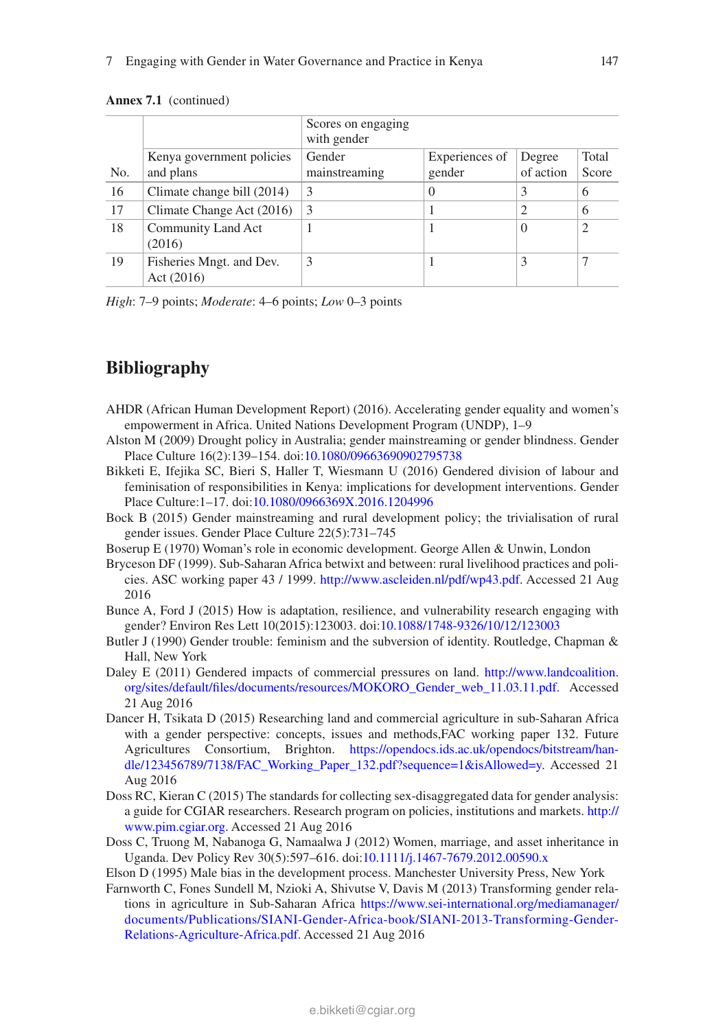**Annex 7.1** (continued)

| No. | Kenya government policies and plans | Scores on engaging with gender Gender mainstreaming | Experiences of gender | Degree of action | Total Score |
|---|---|---|---|---|---|
| 16 | Climate change bill (2014) | 3 | 0 | 3 | 6 |
| 17 | Climate Change Act (2016) | 3 | 1 | 2 | 6 |
| 18 | Community Land Act (2016) | 1 | 1 | 0 | 2 |
| 19 | Fisheries Mngt. and Dev. Act (2016) | 3 | 1 | 3 | 7 |

*High*: 7–9 points; *Moderate*: 4–6 points; *Low* 0–3 points

## Bibliography

AHDR (African Human Development Report) (2016). Accelerating gender equality and women's empowerment in Africa. United Nations Development Program (UNDP), 1–9

Alston M (2009) Drought policy in Australia; gender mainstreaming or gender blindness. Gender Place Culture 16(2):139–154. doi:10.1080/09663690902795738

Bikketi E, Ifejika SC, Bieri S, Haller T, Wiesmann U (2016) Gendered division of labour and feminisation of responsibilities in Kenya: implications for development interventions. Gender Place Culture:1–17. doi:10.1080/0966369X.2016.1204996

Bock B (2015) Gender mainstreaming and rural development policy; the trivialisation of rural gender issues. Gender Place Culture 22(5):731–745

Boserup E (1970) Woman's role in economic development. George Allen & Unwin, London

Bryceson DF (1999). Sub-Saharan Africa betwixt and between: rural livelihood practices and policies. ASC working paper 43 / 1999. http://www.ascleiden.nl/pdf/wp43.pdf. Accessed 21 Aug 2016

Bunce A, Ford J (2015) How is adaptation, resilience, and vulnerability research engaging with gender? Environ Res Lett 10(2015):123003. doi:10.1088/1748-9326/10/12/123003

Butler J (1990) Gender trouble: feminism and the subversion of identity. Routledge, Chapman & Hall, New York

Daley E (2011) Gendered impacts of commercial pressures on land. http://www.landcoalition.org/sites/default/files/documents/resources/MOKORO_Gender_web_11.03.11.pdf. Accessed 21 Aug 2016

Dancer H, Tsikata D (2015) Researching land and commercial agriculture in sub-Saharan Africa with a gender perspective: concepts, issues and methods,FAC working paper 132. Future Agricultures Consortium, Brighton. https://opendocs.ids.ac.uk/opendocs/bitstream/handle/123456789/7138/FAC_Working_Paper_132.pdf?sequence=1&isAllowed=y. Accessed 21 Aug 2016

Doss RC, Kieran C (2015) The standards for collecting sex-disaggregated data for gender analysis: a guide for CGIAR researchers. Research program on policies, institutions and markets. http://www.pim.cgiar.org. Accessed 21 Aug 2016

Doss C, Truong M, Nabanoga G, Namaalwa J (2012) Women, marriage, and asset inheritance in Uganda. Dev Policy Rev 30(5):597–616. doi:10.1111/j.1467-7679.2012.00590.x

Elson D (1995) Male bias in the development process. Manchester University Press, New York

Farnworth C, Fones Sundell M, Nzioki A, Shivutse V, Davis M (2013) Transforming gender relations in agriculture in Sub-Saharan Africa https://www.sei-international.org/mediamanager/documents/Publications/SIANI-Gender-Africa-book/SIANI-2013-Transforming-Gender-Relations-Agriculture-Africa.pdf. Accessed 21 Aug 2016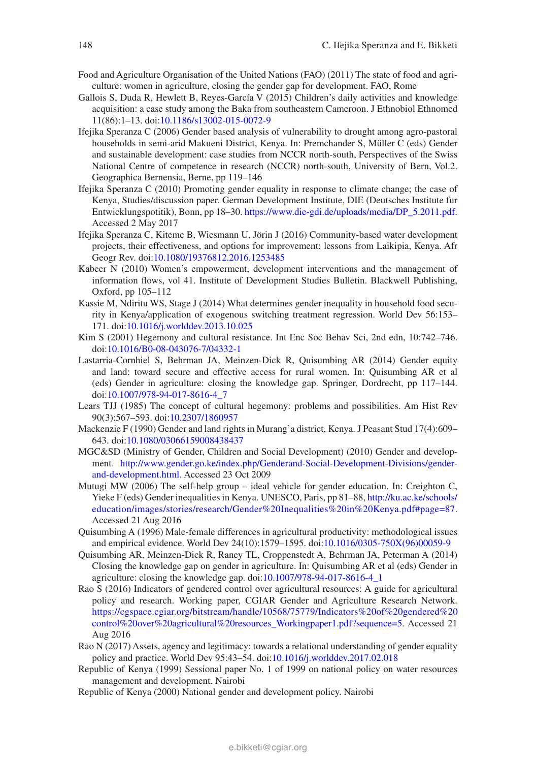Food and Agriculture Organisation of the United Nations (FAO) (2011) The state of food and agriculture: women in agriculture, closing the gender gap for development. FAO, Rome

Gallois S, Duda R, Hewlett B, Reyes-García V (2015) Children's daily activities and knowledge acquisition: a case study among the Baka from southeastern Cameroon. J Ethnobiol Ethnomed 11(86):1–13. doi:10.1186/s13002-015-0072-9

Ifejika Speranza C (2006) Gender based analysis of vulnerability to drought among agro-pastoral households in semi-arid Makueni District, Kenya. In: Premchander S, Müller C (eds) Gender and sustainable development: case studies from NCCR north-south, Perspectives of the Swiss National Centre of competence in research (NCCR) north-south, University of Bern, Vol.2. Geographica Bernensia, Berne, pp 119–146

Ifejika Speranza C (2010) Promoting gender equality in response to climate change; the case of Kenya, Studies/discussion paper. German Development Institute, DIE (Deutsches Institute fur Entwicklungspotitik), Bonn, pp 18–30. https://www.die-gdi.de/uploads/media/DP_5.2011.pdf. Accessed 2 May 2017

Ifejika Speranza C, Kiteme B, Wiesmann U, Jörin J (2016) Community-based water development projects, their effectiveness, and options for improvement: lessons from Laikipia, Kenya. Afr Geogr Rev. doi:10.1080/19376812.2016.1253485

Kabeer N (2010) Women's empowerment, development interventions and the management of information flows, vol 41. Institute of Development Studies Bulletin. Blackwell Publishing, Oxford, pp 105–112

Kassie M, Ndiritu WS, Stage J (2014) What determines gender inequality in household food security in Kenya/application of exogenous switching treatment regression. World Dev 56:153–171. doi:10.1016/j.worlddev.2013.10.025

Kim S (2001) Hegemony and cultural resistance. Int Enc Soc Behav Sci, 2nd edn, 10:742–746. doi:10.1016/B0-08-043076-7/04332-1

Lastarria-Cornhiel S, Behrman JA, Meinzen-Dick R, Quisumbing AR (2014) Gender equity and land: toward secure and effective access for rural women. In: Quisumbing AR et al (eds) Gender in agriculture: closing the knowledge gap. Springer, Dordrecht, pp 117–144. doi:10.1007/978-94-017-8616-4_7

Lears TJJ (1985) The concept of cultural hegemony: problems and possibilities. Am Hist Rev 90(3):567–593. doi:10.2307/1860957

Mackenzie F (1990) Gender and land rights in Murang'a district, Kenya. J Peasant Stud 17(4):609–643. doi:10.1080/03066159008438437

MGC&SD (Ministry of Gender, Children and Social Development) (2010) Gender and development. http://www.gender.go.ke/index.php/Genderand-Social-Development-Divisions/gender-and-development.html. Accessed 23 Oct 2009

Mutugi MW (2006) The self-help group – ideal vehicle for gender education. In: Creighton C, Yieke F (eds) Gender inequalities in Kenya. UNESCO, Paris, pp 81–88, http://ku.ac.ke/schools/education/images/stories/research/Gender%20Inequalities%20in%20Kenya.pdf#page=87. Accessed 21 Aug 2016

Quisumbing A (1996) Male-female differences in agricultural productivity: methodological issues and empirical evidence. World Dev 24(10):1579–1595. doi:10.1016/0305-750X(96)00059-9

Quisumbing AR, Meinzen-Dick R, Raney TL, Croppenstedt A, Behrman JA, Peterman A (2014) Closing the knowledge gap on gender in agriculture. In: Quisumbing AR et al (eds) Gender in agriculture: closing the knowledge gap. doi:10.1007/978-94-017-8616-4_1

Rao S (2016) Indicators of gendered control over agricultural resources: A guide for agricultural policy and research. Working paper, CGIAR Gender and Agriculture Research Network. https://cgspace.cgiar.org/bitstream/handle/10568/75779/Indicators%20of%20gendered%20control%20over%20agricultural%20resources_Workingpaper1.pdf?sequence=5. Accessed 21 Aug 2016

Rao N (2017) Assets, agency and legitimacy: towards a relational understanding of gender equality policy and practice. World Dev 95:43–54. doi:10.1016/j.worlddev.2017.02.018

Republic of Kenya (1999) Sessional paper No. 1 of 1999 on national policy on water resources management and development. Nairobi

Republic of Kenya (2000) National gender and development policy. Nairobi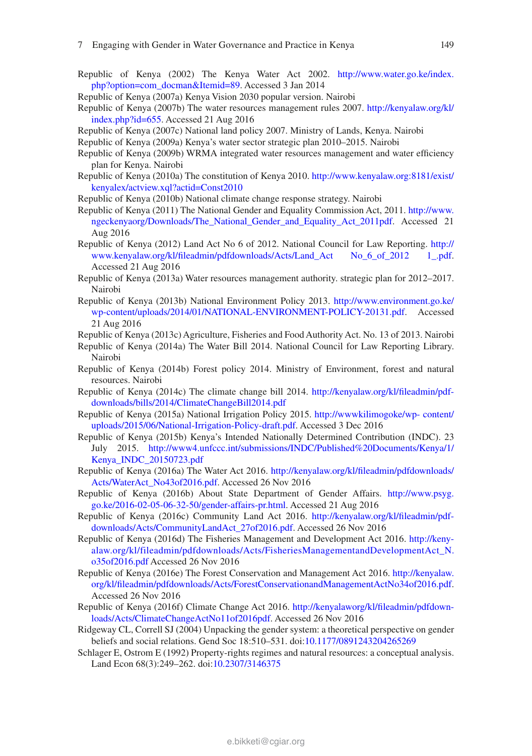Republic of Kenya (2002) The Kenya Water Act 2002. http://www.water.go.ke/index.php?option=com_docman&Itemid=89. Accessed 3 Jan 2014

Republic of Kenya (2007a) Kenya Vision 2030 popular version. Nairobi

Republic of Kenya (2007b) The water resources management rules 2007. http://kenyalaw.org/kl/index.php?id=655. Accessed 21 Aug 2016

Republic of Kenya (2007c) National land policy 2007. Ministry of Lands, Kenya. Nairobi

Republic of Kenya (2009a) Kenya's water sector strategic plan 2010–2015. Nairobi

Republic of Kenya (2009b) WRMA integrated water resources management and water efficiency plan for Kenya. Nairobi

Republic of Kenya (2010a) The constitution of Kenya 2010. http://www.kenyalaw.org:8181/exist/kenyalex/actview.xql?actid=Const2010

Republic of Kenya (2010b) National climate change response strategy. Nairobi

Republic of Kenya (2011) The National Gender and Equality Commission Act, 2011. http://www.ngeckenyaorg/Downloads/The_National_Gender_and_Equality_Act_2011pdf. Accessed 21 Aug 2016

Republic of Kenya (2012) Land Act No 6 of 2012. National Council for Law Reporting. http://www.kenyalaw.org/kl/fileadmin/pdfdownloads/Acts/Land_Act No_6_of_2012 1_.pdf. Accessed 21 Aug 2016

Republic of Kenya (2013a) Water resources management authority. strategic plan for 2012–2017. Nairobi

Republic of Kenya (2013b) National Environment Policy 2013. http://www.environment.go.ke/wp-content/uploads/2014/01/NATIONAL-ENVIRONMENT-POLICY-20131.pdf. Accessed 21 Aug 2016

Republic of Kenya (2013c) Agriculture, Fisheries and Food Authority Act. No. 13 of 2013. Nairobi

Republic of Kenya (2014a) The Water Bill 2014. National Council for Law Reporting Library. Nairobi

Republic of Kenya (2014b) Forest policy 2014. Ministry of Environment, forest and natural resources. Nairobi

Republic of Kenya (2014c) The climate change bill 2014. http://kenyalaw.org/kl/fileadmin/pdfdownloads/bills/2014/ClimateChangeBill2014.pdf

Republic of Kenya (2015a) National Irrigation Policy 2015. http://wwwkilimogoke/wp- content/uploads/2015/06/National-Irrigation-Policy-draft.pdf. Accessed 3 Dec 2016

Republic of Kenya (2015b) Kenya's Intended Nationally Determined Contribution (INDC). 23 July 2015. http://www4.unfccc.int/submissions/INDC/Published%20Documents/Kenya/1/Kenya_INDC_20150723.pdf

Republic of Kenya (2016a) The Water Act 2016. http://kenyalaw.org/kl/fileadmin/pdfdownloads/Acts/WaterAct_No43of2016.pdf. Accessed 26 Nov 2016

Republic of Kenya (2016b) About State Department of Gender Affairs. http://www.psyg.go.ke/2016-02-05-06-32-50/gender-affairs-pr.html. Accessed 21 Aug 2016

Republic of Kenya (2016c) Community Land Act 2016. http://kenyalaw.org/kl/fileadmin/pdfdownloads/Acts/CommunityLandAct_27of2016.pdf. Accessed 26 Nov 2016

Republic of Kenya (2016d) The Fisheries Management and Development Act 2016. http://kenyalaw.org/kl/fileadmin/pdfdownloads/Acts/FisheriesManagementandDevelopmentAct_No35of2016.pdf Accessed 26 Nov 2016

Republic of Kenya (2016e) The Forest Conservation and Management Act 2016. http://kenyalaw.org/kl/fileadmin/pdfdownloads/Acts/ForestConservationandManagementActNo34of2016.pdf. Accessed 26 Nov 2016

Republic of Kenya (2016f) Climate Change Act 2016. http://kenyalaworg/kl/fileadmin/pdfdownloads/Acts/ClimateChangeActNo11of2016pdf. Accessed 26 Nov 2016

Ridgeway CL, Correll SJ (2004) Unpacking the gender system: a theoretical perspective on gender beliefs and social relations. Gend Soc 18:510–531. doi:10.1177/0891243204265269

Schlager E, Ostrom E (1992) Property-rights regimes and natural resources: a conceptual analysis. Land Econ 68(3):249–262. doi:10.2307/3146375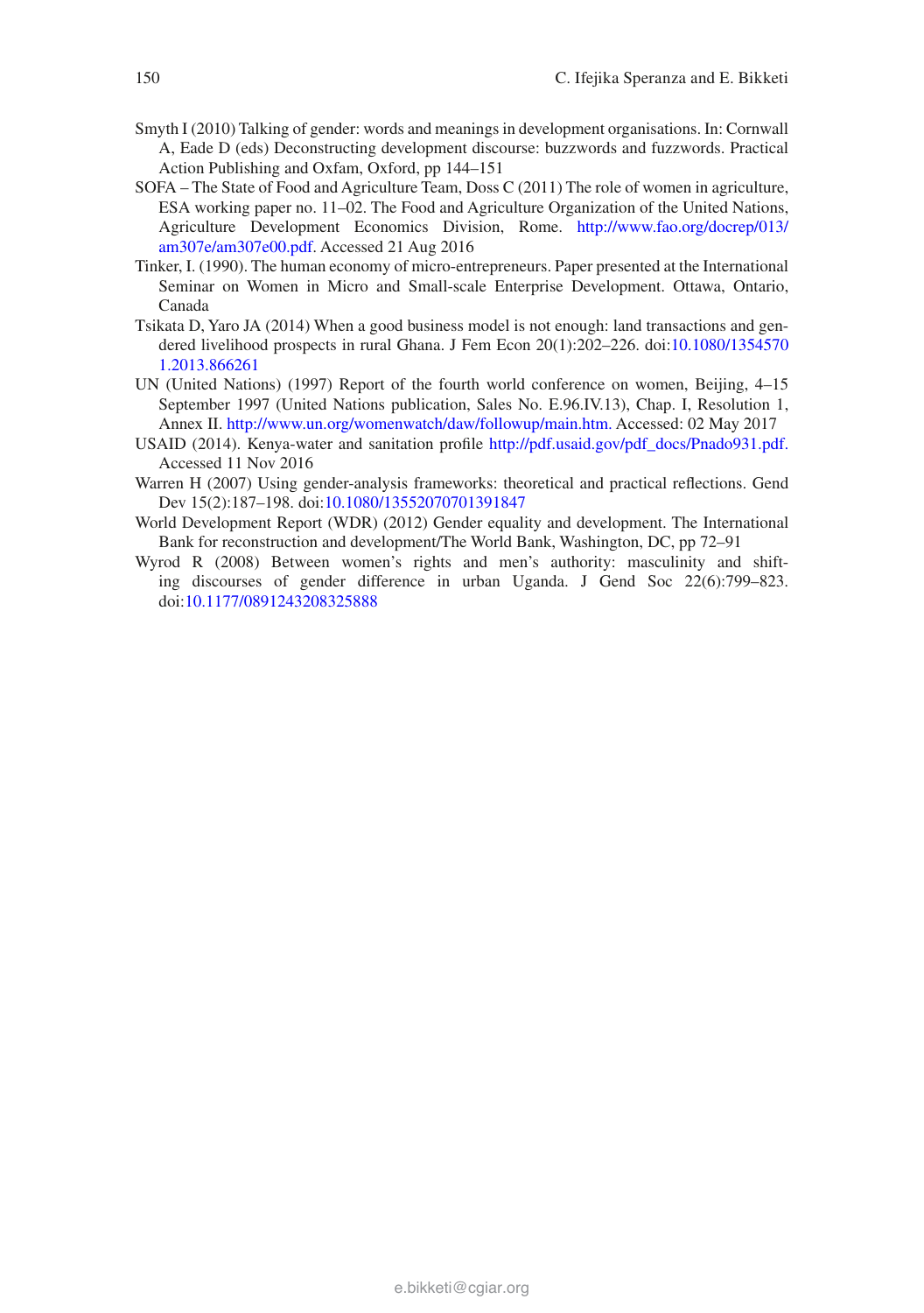Smyth I (2010) Talking of gender: words and meanings in development organisations. In: Cornwall A, Eade D (eds) Deconstructing development discourse: buzzwords and fuzzwords. Practical Action Publishing and Oxfam, Oxford, pp 144–151

SOFA – The State of Food and Agriculture Team, Doss C (2011) The role of women in agriculture, ESA working paper no. 11–02. The Food and Agriculture Organization of the United Nations, Agriculture Development Economics Division, Rome. http://www.fao.org/docrep/013/am307e/am307e00.pdf. Accessed 21 Aug 2016

Tinker, I. (1990). The human economy of micro-entrepreneurs. Paper presented at the International Seminar on Women in Micro and Small-scale Enterprise Development. Ottawa, Ontario, Canada

Tsikata D, Yaro JA (2014) When a good business model is not enough: land transactions and gendered livelihood prospects in rural Ghana. J Fem Econ 20(1):202–226. doi:10.1080/13545701.2013.866261

UN (United Nations) (1997) Report of the fourth world conference on women, Beijing, 4–15 September 1997 (United Nations publication, Sales No. E.96.IV.13), Chap. I, Resolution 1, Annex II. http://www.un.org/womenwatch/daw/followup/main.htm. Accessed: 02 May 2017

USAID (2014). Kenya-water and sanitation profile http://pdf.usaid.gov/pdf_docs/Pnado931.pdf. Accessed 11 Nov 2016

Warren H (2007) Using gender-analysis frameworks: theoretical and practical reflections. Gend Dev 15(2):187–198. doi:10.1080/13552070701391847

World Development Report (WDR) (2012) Gender equality and development. The International Bank for reconstruction and development/The World Bank, Washington, DC, pp 72–91

Wyrod R (2008) Between women's rights and men's authority: masculinity and shifting discourses of gender difference in urban Uganda. J Gend Soc 22(6):799–823. doi:10.1177/0891243208325888